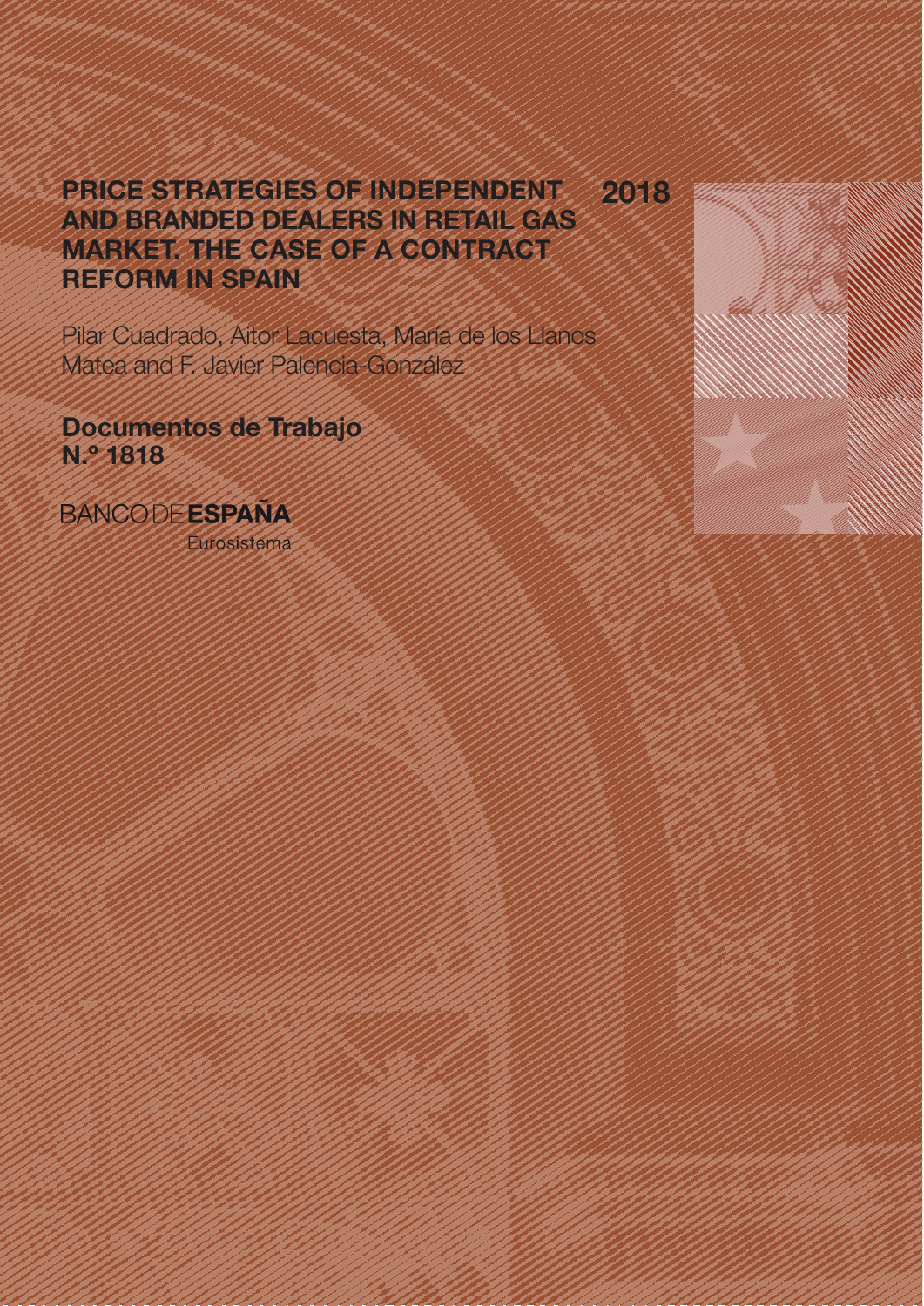# PRICE STRATEGIES OF INDEPENDENT AND BRANDED DEALERS IN RETAIL GAS MARKET. THE CASE OF A CONTRACT REFORM IN SPAIN

**2018**

Pilar Cuadrado, Aitor Lacuesta, María de los Llanos Matea and F. Javier Palencia-González

**Documentos de Trabajo**
**N.º 1818**

BANCO DE **ESPAÑA**
Eurosistema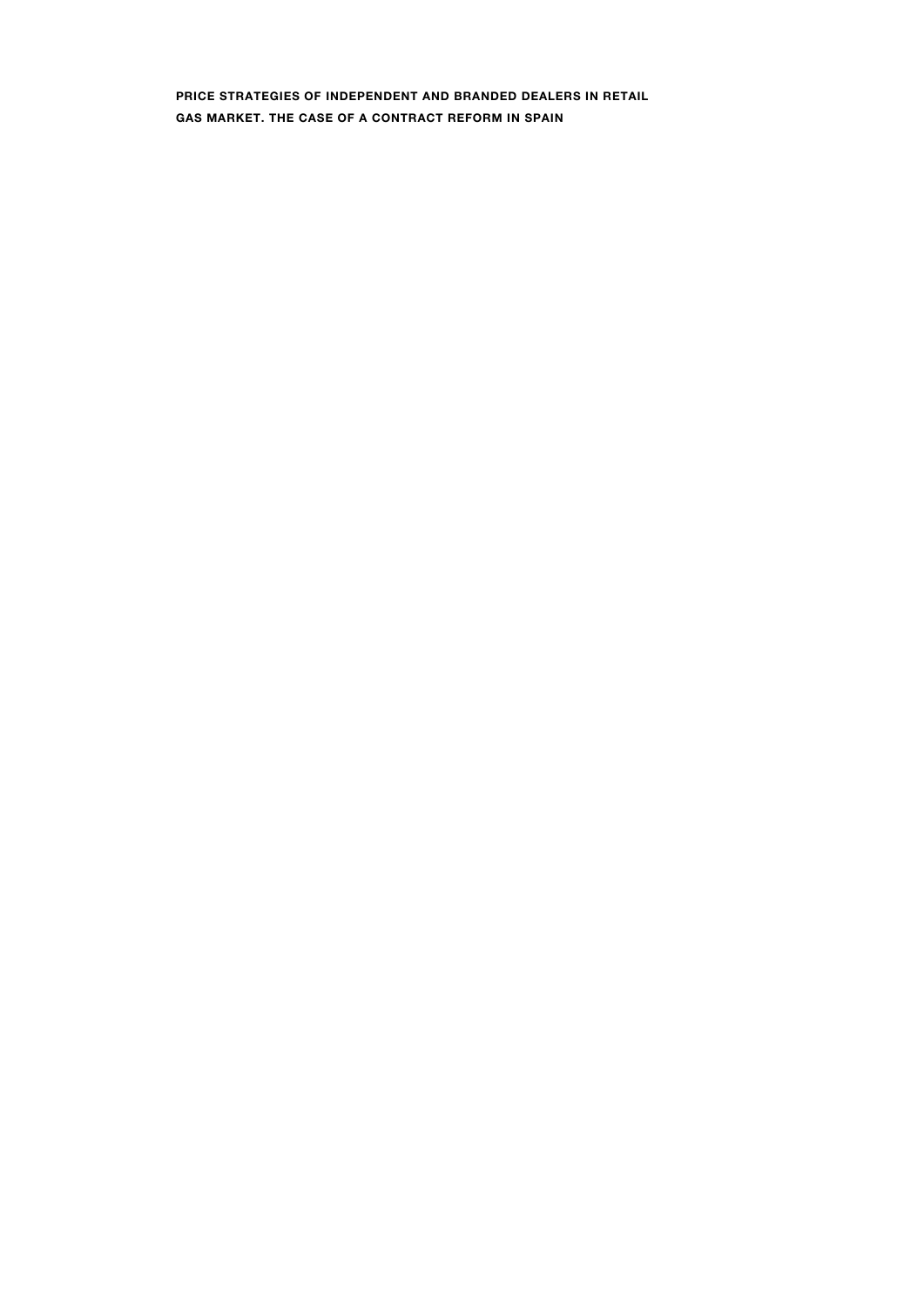**PRICE STRATEGIES OF INDEPENDENT AND BRANDED DEALERS IN RETAIL GAS MARKET. THE CASE OF A CONTRACT REFORM IN SPAIN**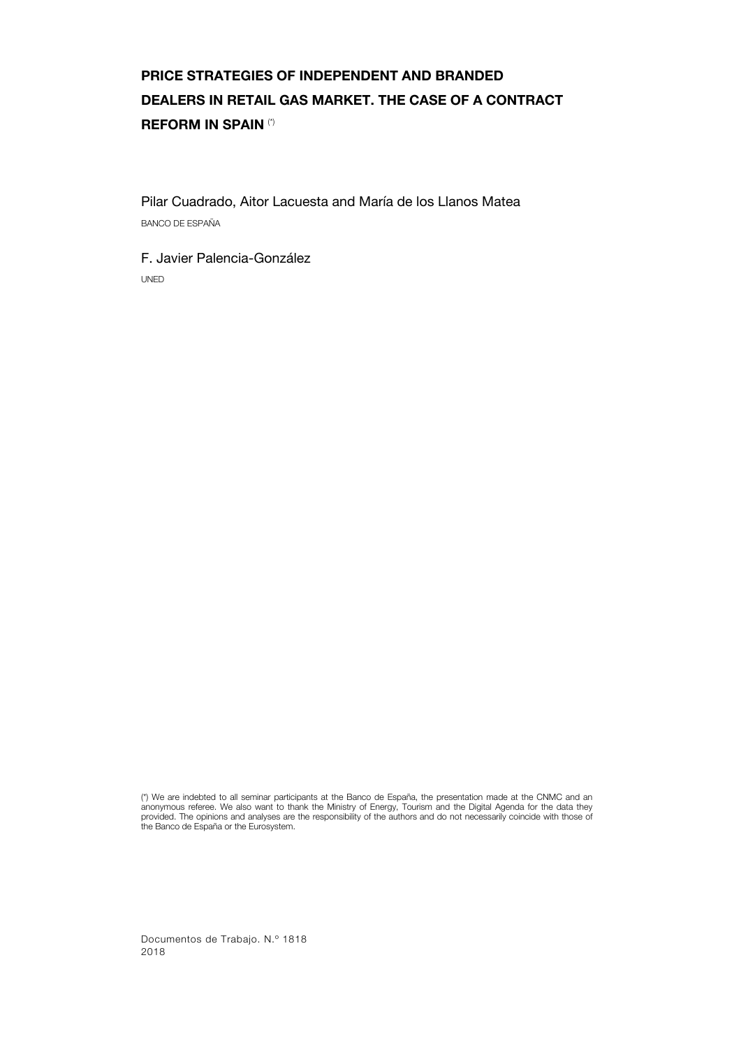# PRICE STRATEGIES OF INDEPENDENT AND BRANDED DEALERS IN RETAIL GAS MARKET. THE CASE OF A CONTRACT REFORM IN SPAIN (*)

Pilar Cuadrado, Aitor Lacuesta and María de los Llanos Matea

BANCO DE ESPAÑA

F. Javier Palencia-González

UNED

(*) We are indebted to all seminar participants at the Banco de España, the presentation made at the CNMC and an anonymous referee. We also want to thank the Ministry of Energy, Tourism and the Digital Agenda for the data they provided. The opinions and analyses are the responsibility of the authors and do not necessarily coincide with those of the Banco de España or the Eurosystem.

Documentos de Trabajo. N.º 1818

2018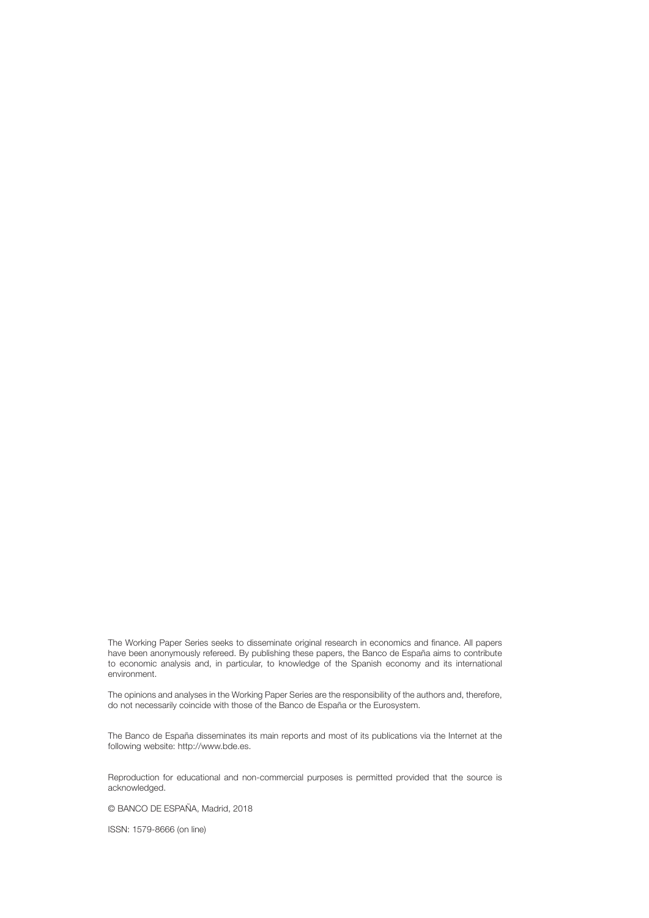The Working Paper Series seeks to disseminate original research in economics and finance. All papers have been anonymously refereed. By publishing these papers, the Banco de España aims to contribute to economic analysis and, in particular, to knowledge of the Spanish economy and its international environment.

The opinions and analyses in the Working Paper Series are the responsibility of the authors and, therefore, do not necessarily coincide with those of the Banco de España or the Eurosystem.

The Banco de España disseminates its main reports and most of its publications via the Internet at the following website: http://www.bde.es.

Reproduction for educational and non-commercial purposes is permitted provided that the source is acknowledged.

© BANCO DE ESPAÑA, Madrid, 2018

ISSN: 1579-8666 (on line)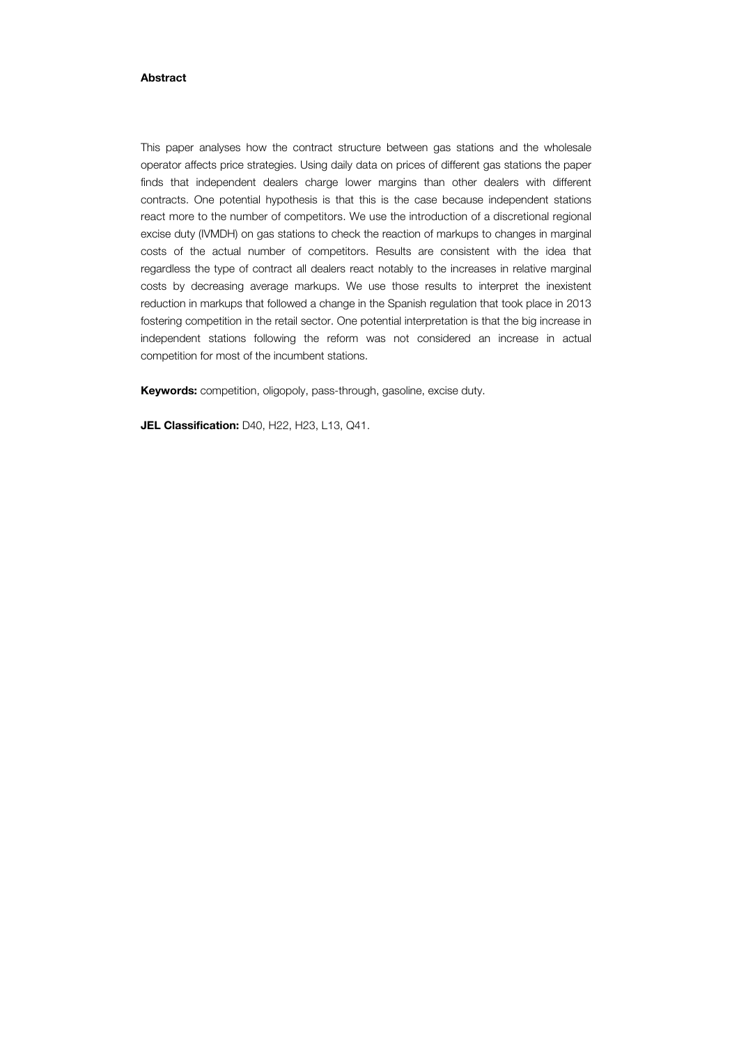**Abstract**

This paper analyses how the contract structure between gas stations and the wholesale operator affects price strategies. Using daily data on prices of different gas stations the paper finds that independent dealers charge lower margins than other dealers with different contracts. One potential hypothesis is that this is the case because independent stations react more to the number of competitors. We use the introduction of a discretional regional excise duty (IVMDH) on gas stations to check the reaction of markups to changes in marginal costs of the actual number of competitors. Results are consistent with the idea that regardless the type of contract all dealers react notably to the increases in relative marginal costs by decreasing average markups. We use those results to interpret the inexistent reduction in markups that followed a change in the Spanish regulation that took place in 2013 fostering competition in the retail sector. One potential interpretation is that the big increase in independent stations following the reform was not considered an increase in actual competition for most of the incumbent stations.

**Keywords:** competition, oligopoly, pass-through, gasoline, excise duty.

**JEL Classification:** D40, H22, H23, L13, Q41.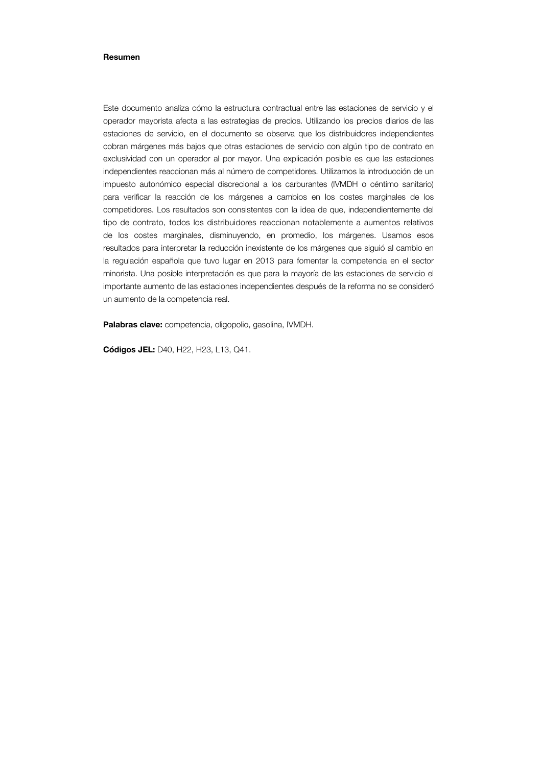**Resumen**

Este documento analiza cómo la estructura contractual entre las estaciones de servicio y el operador mayorista afecta a las estrategias de precios. Utilizando los precios diarios de las estaciones de servicio, en el documento se observa que los distribuidores independientes cobran márgenes más bajos que otras estaciones de servicio con algún tipo de contrato en exclusividad con un operador al por mayor. Una explicación posible es que las estaciones independientes reaccionan más al número de competidores. Utilizamos la introducción de un impuesto autonómico especial discrecional a los carburantes (IVMDH o céntimo sanitario) para verificar la reacción de los márgenes a cambios en los costes marginales de los competidores. Los resultados son consistentes con la idea de que, independientemente del tipo de contrato, todos los distribuidores reaccionan notablemente a aumentos relativos de los costes marginales, disminuyendo, en promedio, los márgenes. Usamos esos resultados para interpretar la reducción inexistente de los márgenes que siguió al cambio en la regulación española que tuvo lugar en 2013 para fomentar la competencia en el sector minorista. Una posible interpretación es que para la mayoría de las estaciones de servicio el importante aumento de las estaciones independientes después de la reforma no se consideró un aumento de la competencia real.

**Palabras clave:** competencia, oligopolio, gasolina, IVMDH.

**Códigos JEL:** D40, H22, H23, L13, Q41.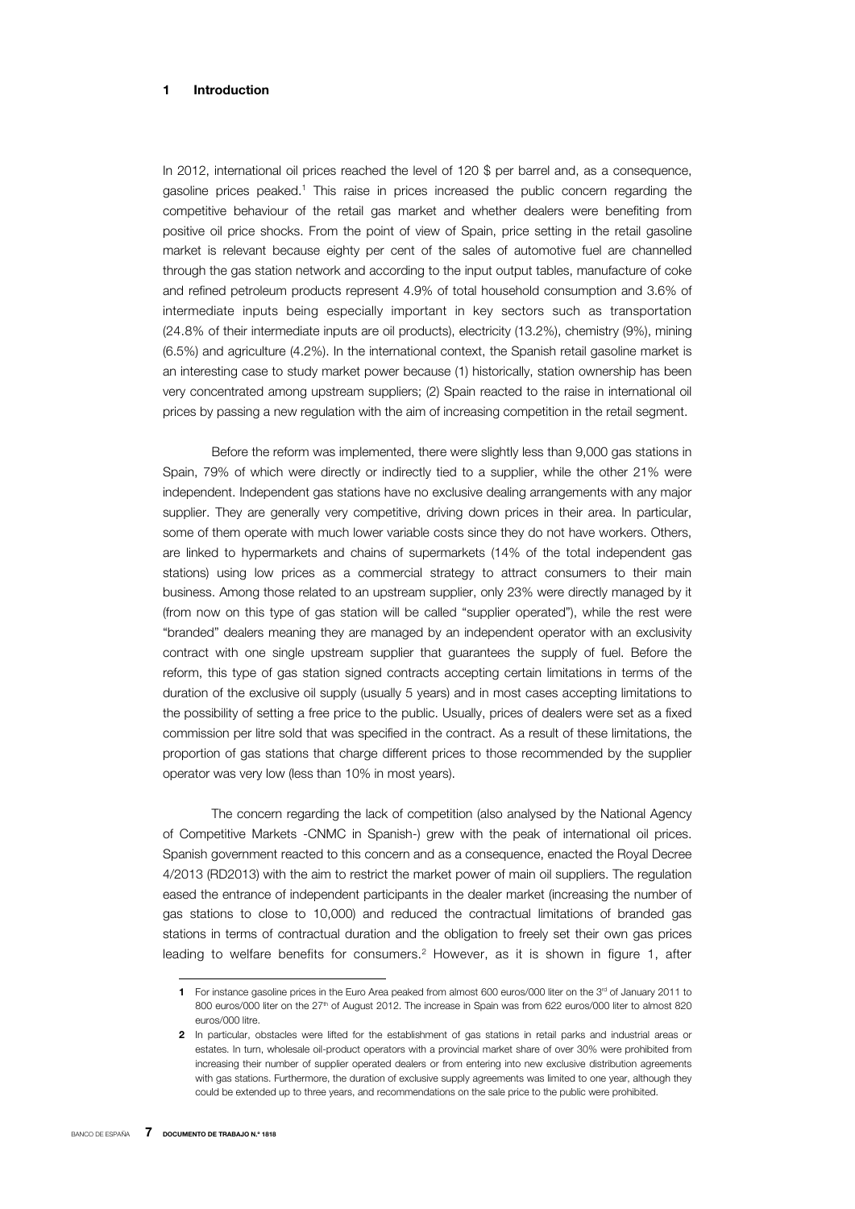# 1 Introduction

In 2012, international oil prices reached the level of 120 $ per barrel and, as a consequence, gasoline prices peaked.[1] This raise in prices increased the public concern regarding the competitive behaviour of the retail gas market and whether dealers were benefiting from positive oil price shocks. From the point of view of Spain, price setting in the retail gasoline market is relevant because eighty per cent of the sales of automotive fuel are channelled through the gas station network and according to the input output tables, manufacture of coke and refined petroleum products represent 4.9% of total household consumption and 3.6% of intermediate inputs being especially important in key sectors such as transportation (24.8% of their intermediate inputs are oil products), electricity (13.2%), chemistry (9%), mining (6.5%) and agriculture (4.2%). In the international context, the Spanish retail gasoline market is an interesting case to study market power because (1) historically, station ownership has been very concentrated among upstream suppliers; (2) Spain reacted to the raise in international oil prices by passing a new regulation with the aim of increasing competition in the retail segment.

Before the reform was implemented, there were slightly less than 9,000 gas stations in Spain, 79% of which were directly or indirectly tied to a supplier, while the other 21% were independent. Independent gas stations have no exclusive dealing arrangements with any major supplier. They are generally very competitive, driving down prices in their area. In particular, some of them operate with much lower variable costs since they do not have workers. Others, are linked to hypermarkets and chains of supermarkets (14% of the total independent gas stations) using low prices as a commercial strategy to attract consumers to their main business. Among those related to an upstream supplier, only 23% were directly managed by it (from now on this type of gas station will be called "supplier operated"), while the rest were "branded" dealers meaning they are managed by an independent operator with an exclusivity contract with one single upstream supplier that guarantees the supply of fuel. Before the reform, this type of gas station signed contracts accepting certain limitations in terms of the duration of the exclusive oil supply (usually 5 years) and in most cases accepting limitations to the possibility of setting a free price to the public. Usually, prices of dealers were set as a fixed commission per litre sold that was specified in the contract. As a result of these limitations, the proportion of gas stations that charge different prices to those recommended by the supplier operator was very low (less than 10% in most years).

The concern regarding the lack of competition (also analysed by the National Agency of Competitive Markets -CNMC in Spanish-) grew with the peak of international oil prices. Spanish government reacted to this concern and as a consequence, enacted the Royal Decree 4/2013 (RD2013) with the aim to restrict the market power of main oil suppliers. The regulation eased the entrance of independent participants in the dealer market (increasing the number of gas stations to close to 10,000) and reduced the contractual limitations of branded gas stations in terms of contractual duration and the obligation to freely set their own gas prices leading to welfare benefits for consumers.[2] However, as it is shown in figure 1, after

---

[1] For instance gasoline prices in the Euro Area peaked from almost 600 euros/000 liter on the 3rd of January 2011 to 800 euros/000 liter on the 27th of August 2012. The increase in Spain was from 622 euros/000 liter to almost 820 euros/000 litre.

[2] In particular, obstacles were lifted for the establishment of gas stations in retail parks and industrial areas or estates. In turn, wholesale oil-product operators with a provincial market share of over 30% were prohibited from increasing their number of supplier operated dealers or from entering into new exclusive distribution agreements with gas stations. Furthermore, the duration of exclusive supply agreements was limited to one year, although they could be extended up to three years, and recommendations on the sale price to the public were prohibited.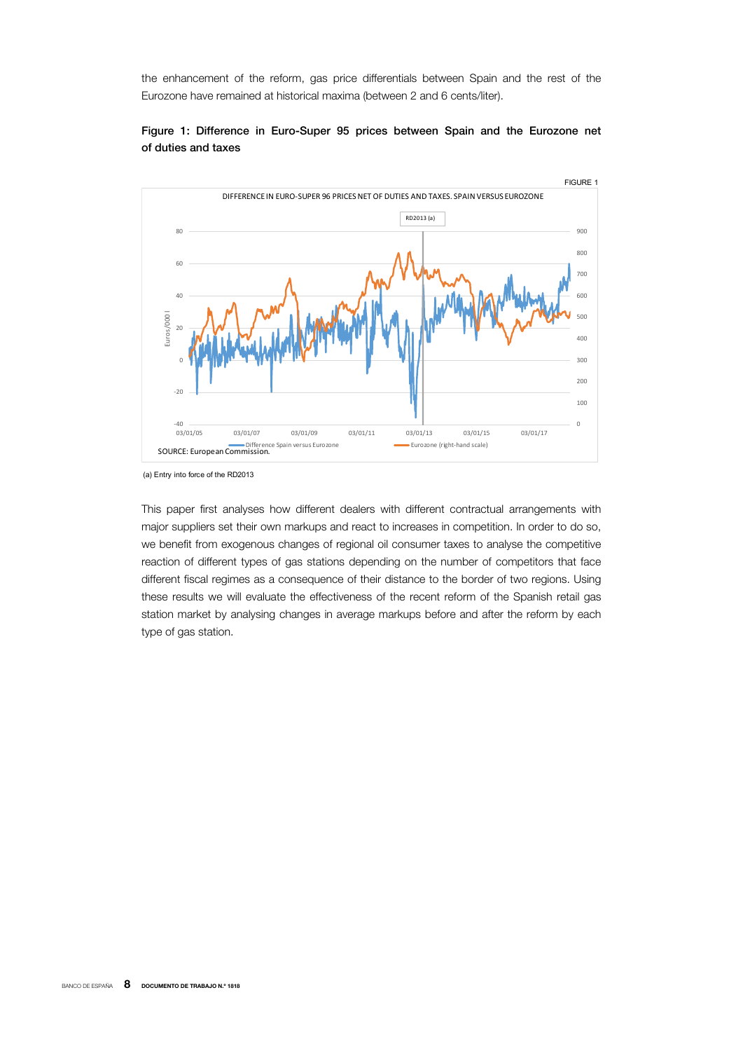the enhancement of the reform, gas price differentials between Spain and the rest of the Eurozone have remained at historical maxima (between 2 and 6 cents/liter).

**Figure 1: Difference in Euro-Super 95 prices between Spain and the Eurozone net of duties and taxes**

FIGURE 1

DIFFERENCE IN EURO-SUPER 96 PRICES NET OF DUTIES AND TAXES. SPAIN VERSUS EUROZONE

SOURCE: European Commission.

(a) Entry into force of the RD2013

This paper first analyses how different dealers with different contractual arrangements with major suppliers set their own markups and react to increases in competition. In order to do so, we benefit from exogenous changes of regional oil consumer taxes to analyse the competitive reaction of different types of gas stations depending on the number of competitors that face different fiscal regimes as a consequence of their distance to the border of two regions. Using these results we will evaluate the effectiveness of the recent reform of the Spanish retail gas station market by analysing changes in average markups before and after the reform by each type of gas station.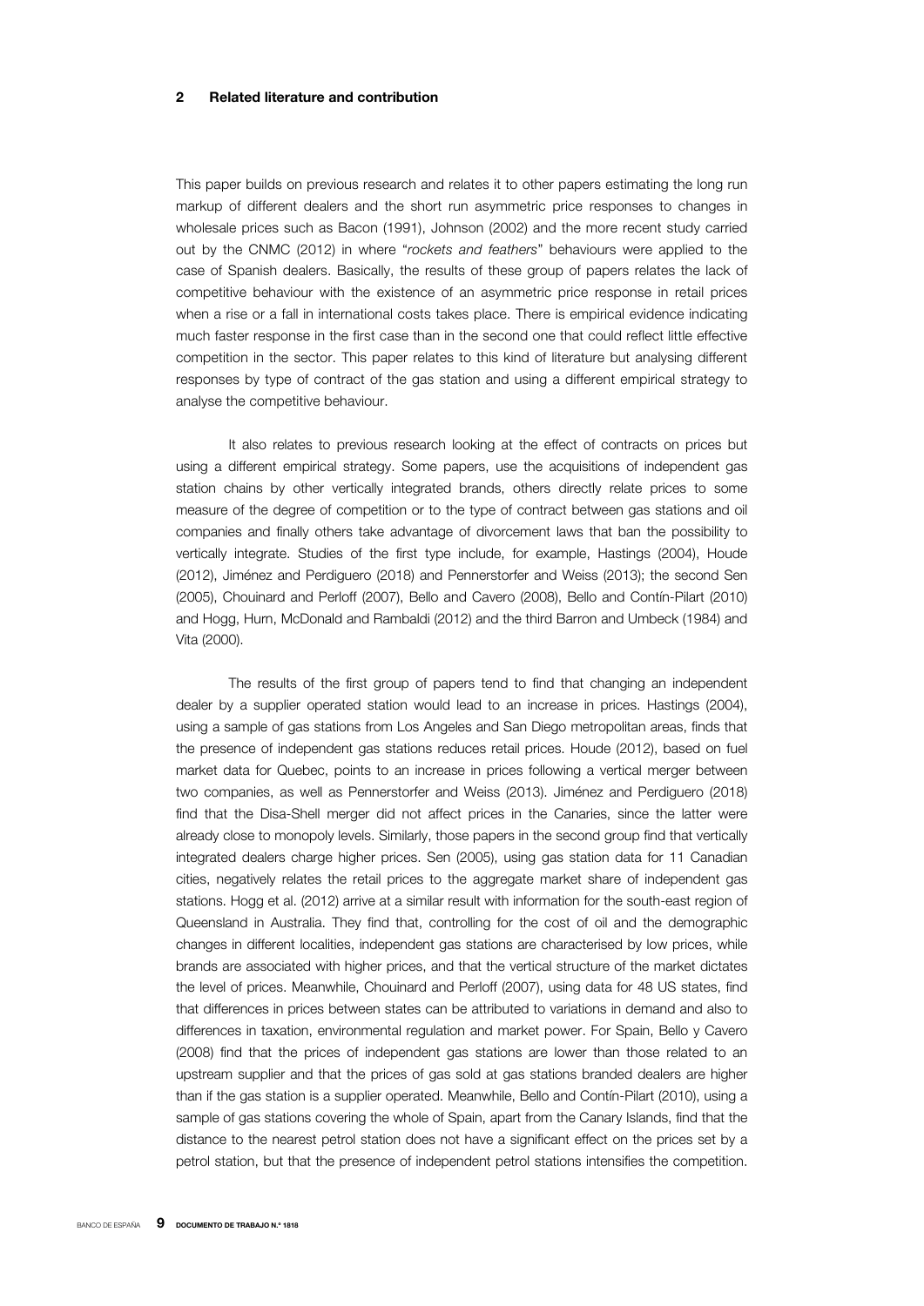## 2 Related literature and contribution

This paper builds on previous research and relates it to other papers estimating the long run markup of different dealers and the short run asymmetric price responses to changes in wholesale prices such as Bacon (1991), Johnson (2002) and the more recent study carried out by the CNMC (2012) in where "*rockets and feathers*" behaviours were applied to the case of Spanish dealers. Basically, the results of these group of papers relates the lack of competitive behaviour with the existence of an asymmetric price response in retail prices when a rise or a fall in international costs takes place. There is empirical evidence indicating much faster response in the first case than in the second one that could reflect little effective competition in the sector. This paper relates to this kind of literature but analysing different responses by type of contract of the gas station and using a different empirical strategy to analyse the competitive behaviour.

It also relates to previous research looking at the effect of contracts on prices but using a different empirical strategy. Some papers, use the acquisitions of independent gas station chains by other vertically integrated brands, others directly relate prices to some measure of the degree of competition or to the type of contract between gas stations and oil companies and finally others take advantage of divorcement laws that ban the possibility to vertically integrate. Studies of the first type include, for example, Hastings (2004), Houde (2012), Jiménez and Perdiguero (2018) and Pennerstorfer and Weiss (2013); the second Sen (2005), Chouinard and Perloff (2007), Bello and Cavero (2008), Bello and Contín-Pilart (2010) and Hogg, Hurn, McDonald and Rambaldi (2012) and the third Barron and Umbeck (1984) and Vita (2000).

The results of the first group of papers tend to find that changing an independent dealer by a supplier operated station would lead to an increase in prices. Hastings (2004), using a sample of gas stations from Los Angeles and San Diego metropolitan areas, finds that the presence of independent gas stations reduces retail prices. Houde (2012), based on fuel market data for Quebec, points to an increase in prices following a vertical merger between two companies, as well as Pennerstorfer and Weiss (2013). Jiménez and Perdiguero (2018) find that the Disa-Shell merger did not affect prices in the Canaries, since the latter were already close to monopoly levels. Similarly, those papers in the second group find that vertically integrated dealers charge higher prices. Sen (2005), using gas station data for 11 Canadian cities, negatively relates the retail prices to the aggregate market share of independent gas stations. Hogg et al. (2012) arrive at a similar result with information for the south-east region of Queensland in Australia. They find that, controlling for the cost of oil and the demographic changes in different localities, independent gas stations are characterised by low prices, while brands are associated with higher prices, and that the vertical structure of the market dictates the level of prices. Meanwhile, Chouinard and Perloff (2007), using data for 48 US states, find that differences in prices between states can be attributed to variations in demand and also to differences in taxation, environmental regulation and market power. For Spain, Bello y Cavero (2008) find that the prices of independent gas stations are lower than those related to an upstream supplier and that the prices of gas sold at gas stations branded dealers are higher than if the gas station is a supplier operated. Meanwhile, Bello and Contín-Pilart (2010), using a sample of gas stations covering the whole of Spain, apart from the Canary Islands, find that the distance to the nearest petrol station does not have a significant effect on the prices set by a petrol station, but that the presence of independent petrol stations intensifies the competition.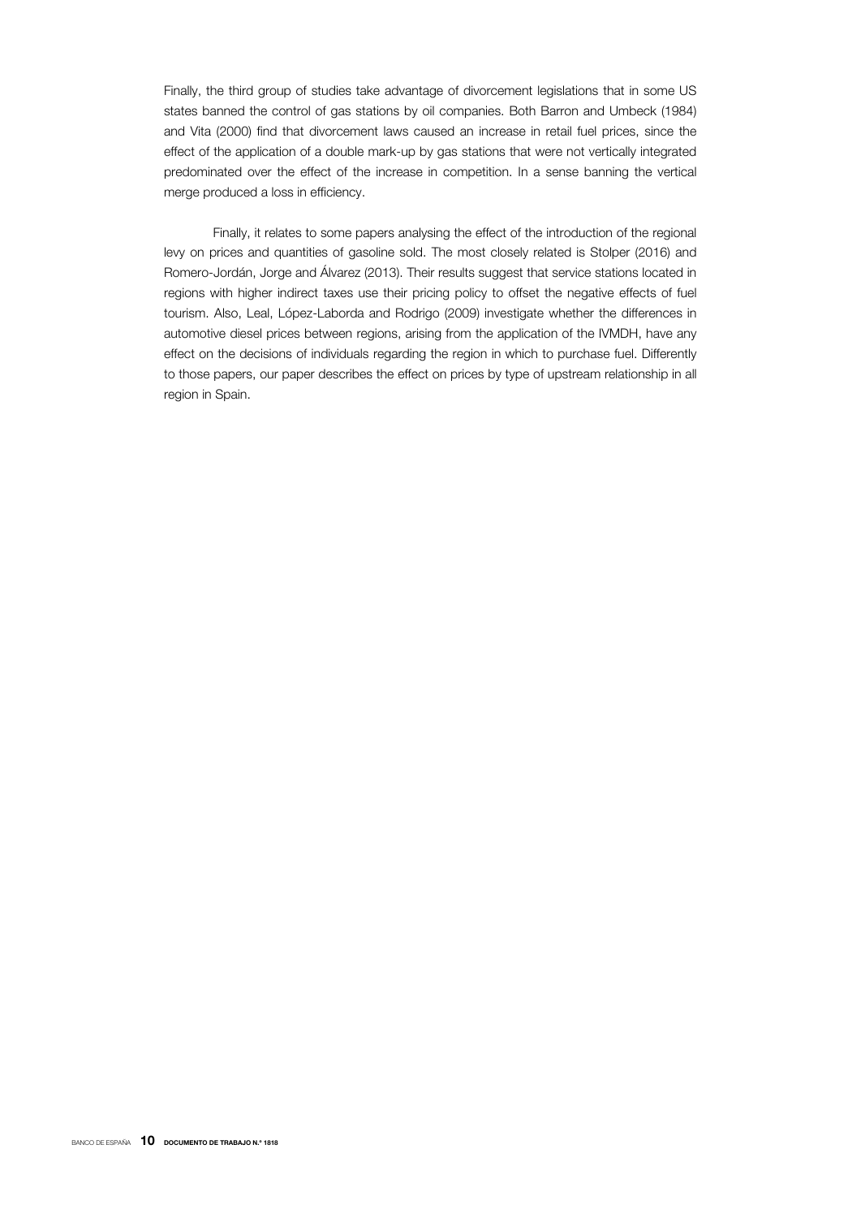Finally, the third group of studies take advantage of divorcement legislations that in some US states banned the control of gas stations by oil companies. Both Barron and Umbeck (1984) and Vita (2000) find that divorcement laws caused an increase in retail fuel prices, since the effect of the application of a double mark-up by gas stations that were not vertically integrated predominated over the effect of the increase in competition. In a sense banning the vertical merge produced a loss in efficiency.

Finally, it relates to some papers analysing the effect of the introduction of the regional levy on prices and quantities of gasoline sold. The most closely related is Stolper (2016) and Romero-Jordán, Jorge and Álvarez (2013). Their results suggest that service stations located in regions with higher indirect taxes use their pricing policy to offset the negative effects of fuel tourism. Also, Leal, López-Laborda and Rodrigo (2009) investigate whether the differences in automotive diesel prices between regions, arising from the application of the IVMDH, have any effect on the decisions of individuals regarding the region in which to purchase fuel. Differently to those papers, our paper describes the effect on prices by type of upstream relationship in all region in Spain.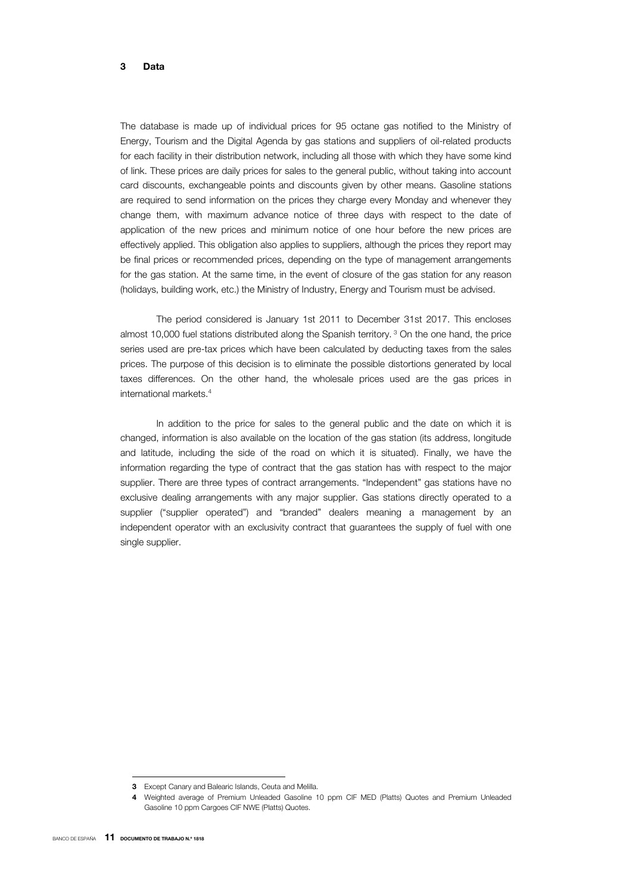# 3 Data

The database is made up of individual prices for 95 octane gas notified to the Ministry of Energy, Tourism and the Digital Agenda by gas stations and suppliers of oil-related products for each facility in their distribution network, including all those with which they have some kind of link. These prices are daily prices for sales to the general public, without taking into account card discounts, exchangeable points and discounts given by other means. Gasoline stations are required to send information on the prices they charge every Monday and whenever they change them, with maximum advance notice of three days with respect to the date of application of the new prices and minimum notice of one hour before the new prices are effectively applied. This obligation also applies to suppliers, although the prices they report may be final prices or recommended prices, depending on the type of management arrangements for the gas station. At the same time, in the event of closure of the gas station for any reason (holidays, building work, etc.) the Ministry of Industry, Energy and Tourism must be advised.

The period considered is January 1st 2011 to December 31st 2017. This encloses almost 10,000 fuel stations distributed along the Spanish territory. [3] On the one hand, the price series used are pre-tax prices which have been calculated by deducting taxes from the sales prices. The purpose of this decision is to eliminate the possible distortions generated by local taxes differences. On the other hand, the wholesale prices used are the gas prices in international markets.[4]

In addition to the price for sales to the general public and the date on which it is changed, information is also available on the location of the gas station (its address, longitude and latitude, including the side of the road on which it is situated). Finally, we have the information regarding the type of contract that the gas station has with respect to the major supplier. There are three types of contract arrangements. "Independent" gas stations have no exclusive dealing arrangements with any major supplier. Gas stations directly operated to a supplier ("supplier operated") and "branded" dealers meaning a management by an independent operator with an exclusivity contract that guarantees the supply of fuel with one single supplier.

---

3 Except Canary and Balearic Islands, Ceuta and Melilla.

4 Weighted average of Premium Unleaded Gasoline 10 ppm CIF MED (Platts) Quotes and Premium Unleaded Gasoline 10 ppm Cargoes CIF NWE (Platts) Quotes.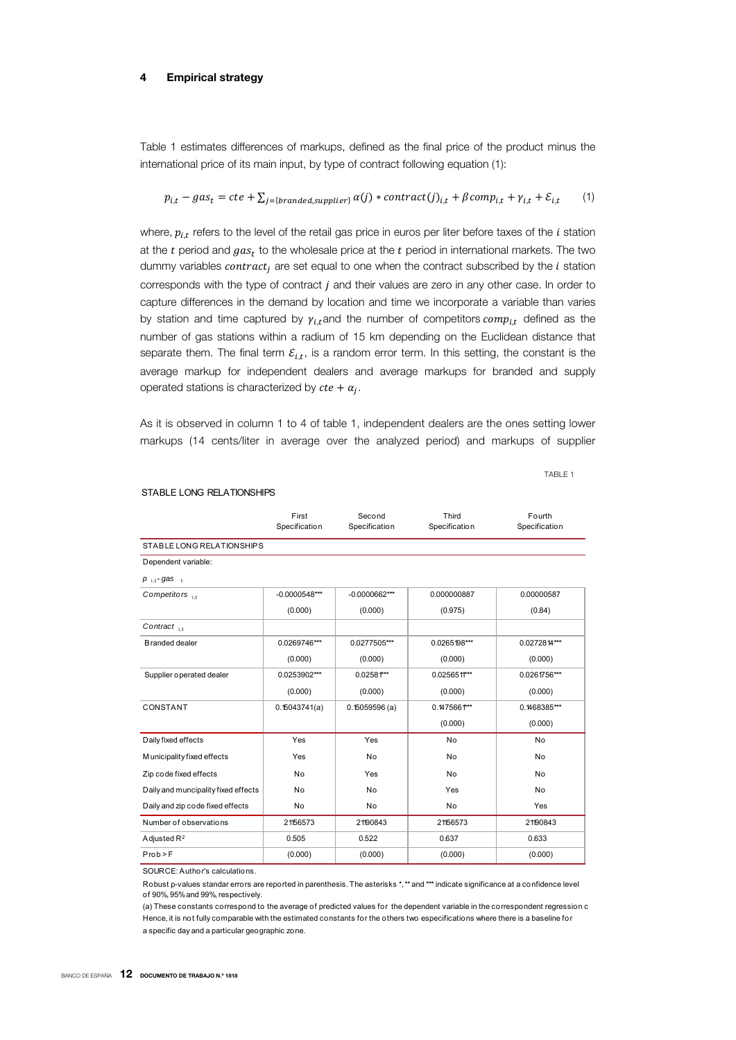## 4 Empirical strategy

Table 1 estimates differences of markups, defined as the final price of the product minus the international price of its main input, by type of contract following equation (1):

$$p_{i,t} - gas_t = cte + \sum_{j=\{branded,supplier\}} \alpha(j) * contract(j)_{i,t} + \beta comp_{i,t} + \gamma_{i,t} + \mathcal{E}_{i,t} \qquad (1)$$

where, $p_{i,t}$ refers to the level of the retail gas price in euros per liter before taxes of the $i$ station at the $t$ period and $gas_t$ to the wholesale price at the $t$ period in international markets. The two dummy variables $contract_j$ are set equal to one when the contract subscribed by the $i$ station corresponds with the type of contract $j$ and their values are zero in any other case. In order to capture differences in the demand by location and time we incorporate a variable than varies by station and time captured by $\gamma_{i,t}$ and the number of competitors $comp_{i,t}$ defined as the number of gas stations within a radium of 15 km depending on the Euclidean distance that separate them. The final term $\mathcal{E}_{i,t}$, is a random error term. In this setting, the constant is the average markup for independent dealers and average markups for branded and supply operated stations is characterized by $cte + \alpha_j$.

As it is observed in column 1 to 4 of table 1, independent dealers are the ones setting lower markups (14 cents/liter in average over the analyzed period) and markups of supplier

TABLE 1

STABLE LONG RELATIONSHIPS

| | First Specification | Second Specification | Third Specification | Fourth Specification |
|---|---|---|---|---|
| STABLE LONG RELATIONSHIPS | | | | |
| Dependent variable: | | | | |
| $p_{i,t} - gas_t$ | | | | |
| *Competitors* $_{i,t}$ | -0.0000548*** | -0.0000662*** | 0.000000887 | 0.00000587 |
| | (0.000) | (0.000) | (0.975) | (0.84) |
| *Contract* $_{i,t}$ | | | | |
| Branded dealer | 0.0269746*** | 0.0277505*** | 0.0265198*** | 0.0272814*** |
| | (0.000) | (0.000) | (0.000) | (0.000) |
| Supplier operated dealer | 0.0253902*** | 0.02581*** | 0.0256511*** | 0.0261756*** |
| | (0.000) | (0.000) | (0.000) | (0.000) |
| CONSTANT | 0.15043741(a) | 0.15059596 (a) | 0.1475661*** | 0.1468385*** |
| | | | (0.000) | (0.000) |
| Daily fixed effects | Yes | Yes | No | No |
| Municipality fixed effects | Yes | No | No | No |
| Zip code fixed effects | No | Yes | No | No |
| Daily and muncipality fixed effects | No | No | Yes | No |
| Daily and zip code fixed effects | No | No | No | Yes |
| Number of observations | 21156573 | 21190843 | 21156573 | 21190843 |
| Adjusted $R^2$ | 0.505 | 0.522 | 0.637 | 0.633 |
| Prob > F | (0.000) | (0.000) | (0.000) | (0.000) |

SOURCE: Author's calculations.

Robust p-values standar errors are reported in parenthesis. The asterisks *, ** and *** indicate significance at a confidence level of 90%, 95% and 99%, respectively.

(a) These constants correspond to the average of predicted values for the dependent variable in the correspondent regression c Hence, it is not fully comparable with the estimated constants for the others two especifications where there is a baseline for a specific day and a particular geographic zone.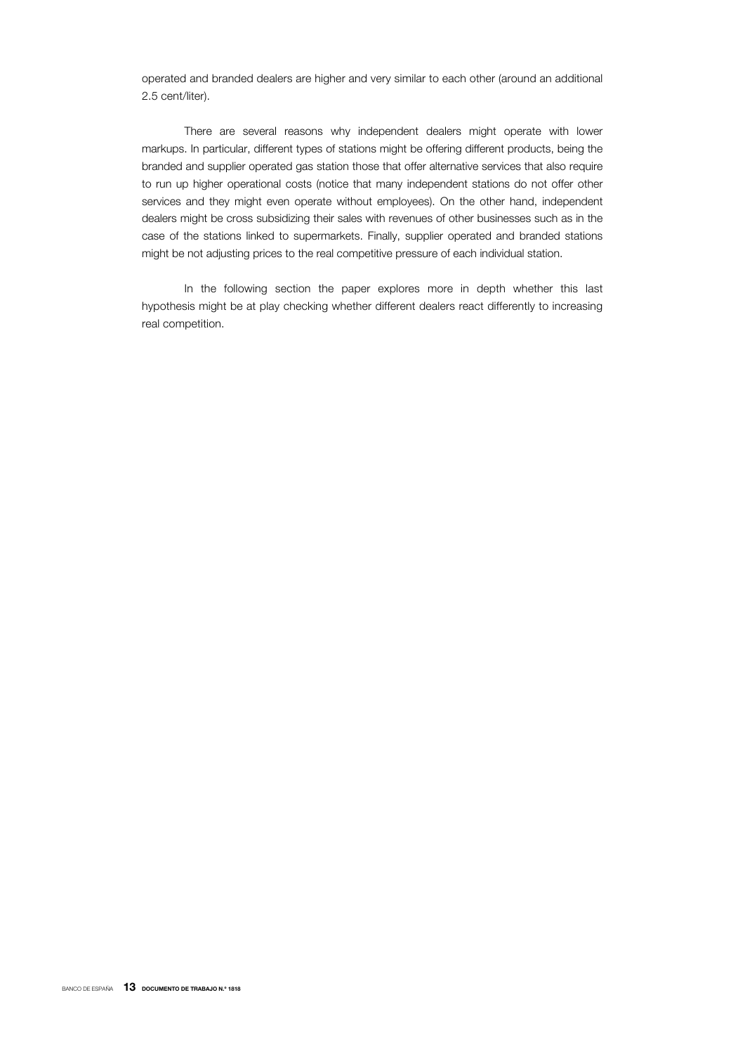operated and branded dealers are higher and very similar to each other (around an additional 2.5 cent/liter).

There are several reasons why independent dealers might operate with lower markups. In particular, different types of stations might be offering different products, being the branded and supplier operated gas station those that offer alternative services that also require to run up higher operational costs (notice that many independent stations do not offer other services and they might even operate without employees). On the other hand, independent dealers might be cross subsidizing their sales with revenues of other businesses such as in the case of the stations linked to supermarkets. Finally, supplier operated and branded stations might be not adjusting prices to the real competitive pressure of each individual station.

In the following section the paper explores more in depth whether this last hypothesis might be at play checking whether different dealers react differently to increasing real competition.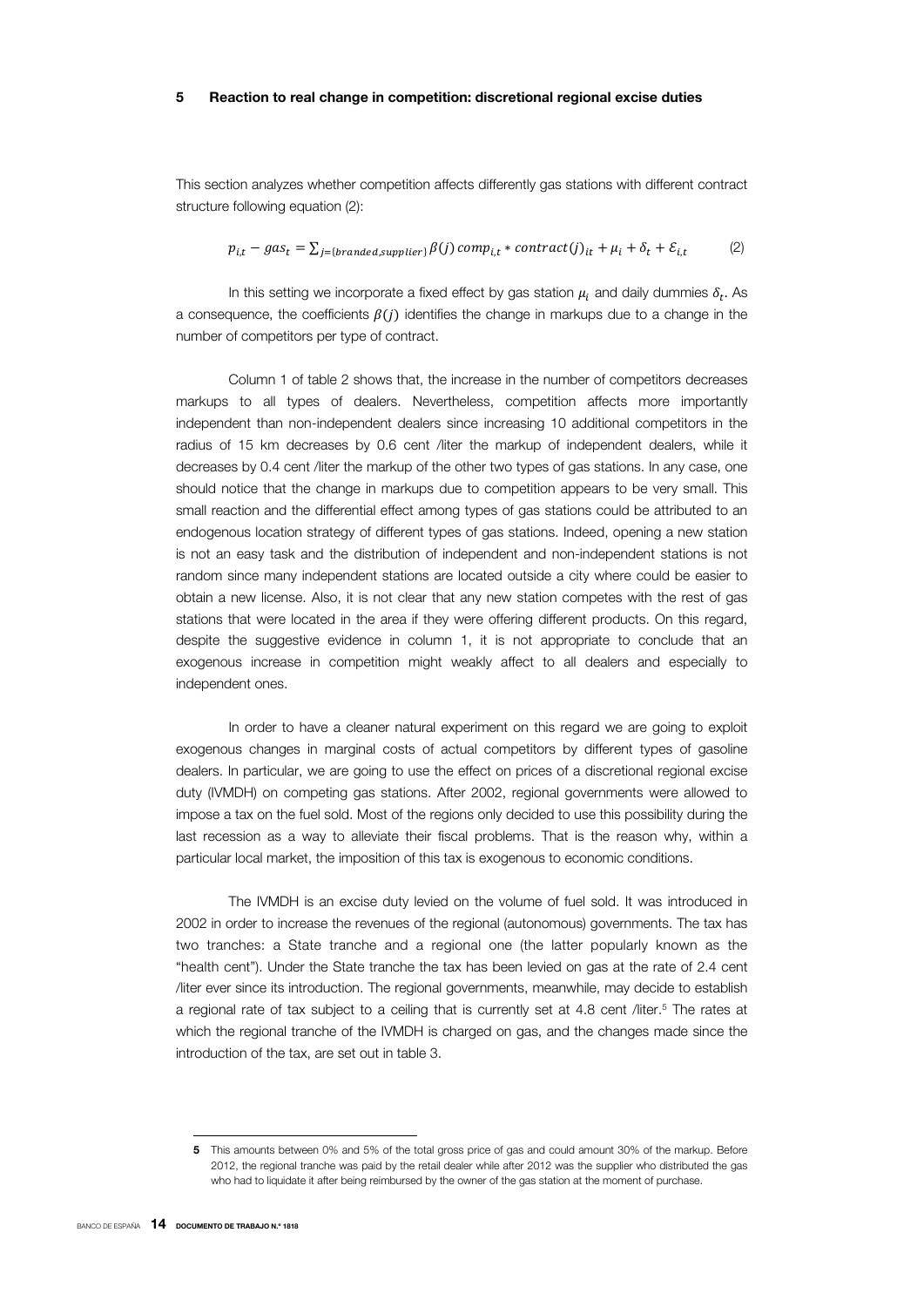## 5 Reaction to real change in competition: discretional regional excise duties

This section analyzes whether competition affects differently gas stations with different contract structure following equation (2):

$$p_{i,t} - gas_t = \sum_{j=\{branded,supplier\}} \beta(j)\, comp_{i,t} * contract(j)_{it} + \mu_i + \delta_t + \mathcal{E}_{i,t} \qquad (2)$$

In this setting we incorporate a fixed effect by gas station $\mu_i$ and daily dummies $\delta_t$. As a consequence, the coefficients $\beta(j)$ identifies the change in markups due to a change in the number of competitors per type of contract.

Column 1 of table 2 shows that, the increase in the number of competitors decreases markups to all types of dealers. Nevertheless, competition affects more importantly independent than non-independent dealers since increasing 10 additional competitors in the radius of 15 km decreases by 0.6 cent /liter the markup of independent dealers, while it decreases by 0.4 cent /liter the markup of the other two types of gas stations. In any case, one should notice that the change in markups due to competition appears to be very small. This small reaction and the differential effect among types of gas stations could be attributed to an endogenous location strategy of different types of gas stations. Indeed, opening a new station is not an easy task and the distribution of independent and non-independent stations is not random since many independent stations are located outside a city where could be easier to obtain a new license. Also, it is not clear that any new station competes with the rest of gas stations that were located in the area if they were offering different products. On this regard, despite the suggestive evidence in column 1, it is not appropriate to conclude that an exogenous increase in competition might weakly affect to all dealers and especially to independent ones.

In order to have a cleaner natural experiment on this regard we are going to exploit exogenous changes in marginal costs of actual competitors by different types of gasoline dealers. In particular, we are going to use the effect on prices of a discretional regional excise duty (IVMDH) on competing gas stations. After 2002, regional governments were allowed to impose a tax on the fuel sold. Most of the regions only decided to use this possibility during the last recession as a way to alleviate their fiscal problems. That is the reason why, within a particular local market, the imposition of this tax is exogenous to economic conditions.

The IVMDH is an excise duty levied on the volume of fuel sold. It was introduced in 2002 in order to increase the revenues of the regional (autonomous) governments. The tax has two tranches: a State tranche and a regional one (the latter popularly known as the "health cent"). Under the State tranche the tax has been levied on gas at the rate of 2.4 cent /liter ever since its introduction. The regional governments, meanwhile, may decide to establish a regional rate of tax subject to a ceiling that is currently set at 4.8 cent /liter.[5] The rates at which the regional tranche of the IVMDH is charged on gas, and the changes made since the introduction of the tax, are set out in table 3.

---

[5] This amounts between 0% and 5% of the total gross price of gas and could amount 30% of the markup. Before 2012, the regional tranche was paid by the retail dealer while after 2012 was the supplier who distributed the gas who had to liquidate it after being reimbursed by the owner of the gas station at the moment of purchase.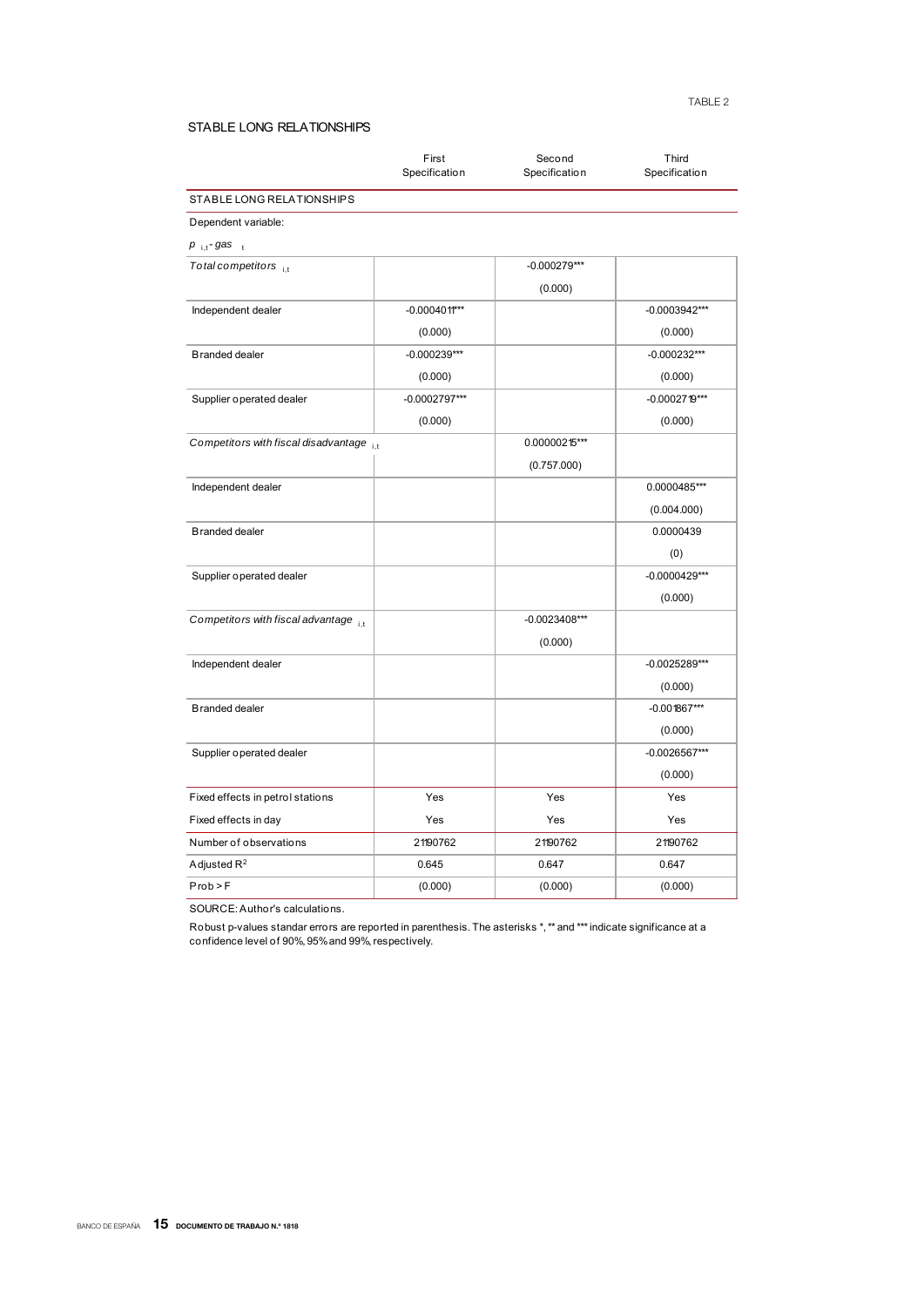TABLE 2

## STABLE LONG RELATIONSHIPS

| | First Specification | Second Specification | Third Specification |
|---|---|---|---|
| STABLE LONG RELATIONSHIPS | | | |
| Dependent variable: | | | |
| $p_{i,t} - gas_t$ | | | |
| *Total competitors* $_{i,t}$ | | -0.000279*** | |
| | | (0.000) | |
| Independent dealer | -0.0004011*** | | -0.0003942*** |
| | (0.000) | | (0.000) |
| Branded dealer | -0.000239*** | | -0.000232*** |
| | (0.000) | | (0.000) |
| Supplier operated dealer | -0.0002797*** | | -0.0002719*** |
| | (0.000) | | (0.000) |
| *Competitors with fiscal disadvantage* $_{i,t}$ | | 0.0000215*** | |
| | | (0.757.000) | |
| Independent dealer | | | 0.0000485*** |
| | | | (0.004.000) |
| Branded dealer | | | 0.0000439 |
| | | | (0) |
| Supplier operated dealer | | | -0.0000429*** |
| | | | (0.000) |
| *Competitors with fiscal advantage* $_{i,t}$ | | -0.0023408*** | |
| | | (0.000) | |
| Independent dealer | | | -0.0025289*** |
| | | | (0.000) |
| Branded dealer | | | -0.001867*** |
| | | | (0.000) |
| Supplier operated dealer | | | -0.0026567*** |
| | | | (0.000) |
| Fixed effects in petrol stations | Yes | Yes | Yes |
| Fixed effects in day | Yes | Yes | Yes |
| Number of observations | 2190762 | 2190762 | 2190762 |
| Adjusted $R^2$ | 0.645 | 0.647 | 0.647 |
| Prob > F | (0.000) | (0.000) | (0.000) |

SOURCE: Author's calculations.

Robust p-values standar errors are reported in parenthesis. The asterisks *, ** and *** indicate significance at a confidence level of 90%, 95% and 99%, respectively.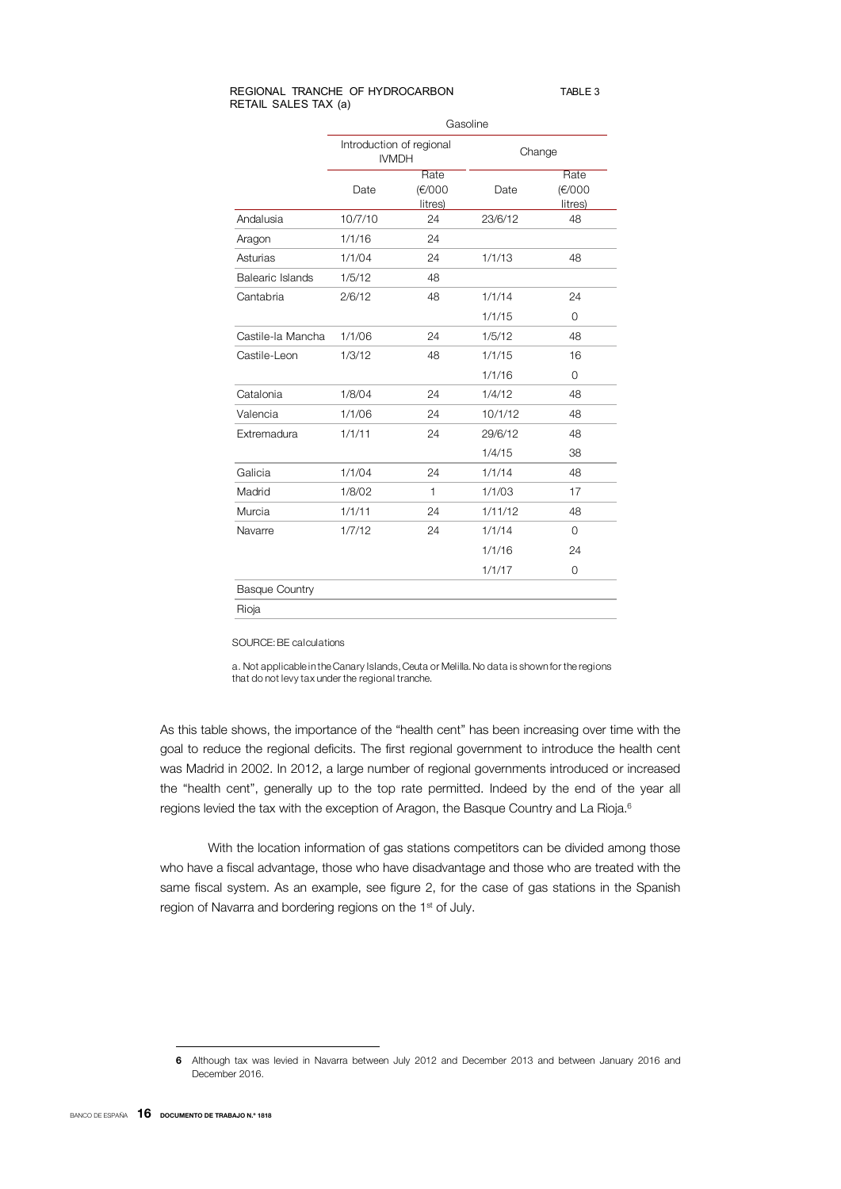REGIONAL TRANCHE OF HYDROCARBON RETAIL SALES TAX (a)

TABLE 3

| | Gasoline | | | |
|---|---|---|---|---|
| | Introduction of regional IVMDH | | Change | |
| | Date | Rate (€/000 litres) | Date | Rate (€/000 litres) |
| Andalusia | 10/7/10 | 24 | 23/6/12 | 48 |
| Aragon | 1/1/16 | 24 | | |
| Asturias | 1/1/04 | 24 | 1/1/13 | 48 |
| Balearic Islands | 1/5/12 | 48 | | |
| Cantabria | 2/6/12 | 48 | 1/1/14 | 24 |
| | | | 1/1/15 | 0 |
| Castile-la Mancha | 1/1/06 | 24 | 1/5/12 | 48 |
| Castile-Leon | 1/3/12 | 48 | 1/1/15 | 16 |
| | | | 1/1/16 | 0 |
| Catalonia | 1/8/04 | 24 | 1/4/12 | 48 |
| Valencia | 1/1/06 | 24 | 10/1/12 | 48 |
| Extremadura | 1/1/11 | 24 | 29/6/12 | 48 |
| | | | 1/4/15 | 38 |
| Galicia | 1/1/04 | 24 | 1/1/14 | 48 |
| Madrid | 1/8/02 | 1 | 1/1/03 | 17 |
| Murcia | 1/1/11 | 24 | 1/11/12 | 48 |
| Navarre | 1/7/12 | 24 | 1/1/14 | 0 |
| | | | 1/1/16 | 24 |
| | | | 1/1/17 | 0 |
| Basque Country | | | | |
| Rioja | | | | |

SOURCE: BE calculations

a. Not applicable in the Canary Islands, Ceuta or Melilla. No data is shown for the regions that do not levy tax under the regional tranche.

As this table shows, the importance of the "health cent" has been increasing over time with the goal to reduce the regional deficits. The first regional government to introduce the health cent was Madrid in 2002. In 2012, a large number of regional governments introduced or increased the "health cent", generally up to the top rate permitted. Indeed by the end of the year all regions levied the tax with the exception of Aragon, the Basque Country and La Rioja.[6]

With the location information of gas stations competitors can be divided among those who have a fiscal advantage, those who have disadvantage and those who are treated with the same fiscal system. As an example, see figure 2, for the case of gas stations in the Spanish region of Navarra and bordering regions on the 1st of July.

[6] Although tax was levied in Navarra between July 2012 and December 2013 and between January 2016 and December 2016.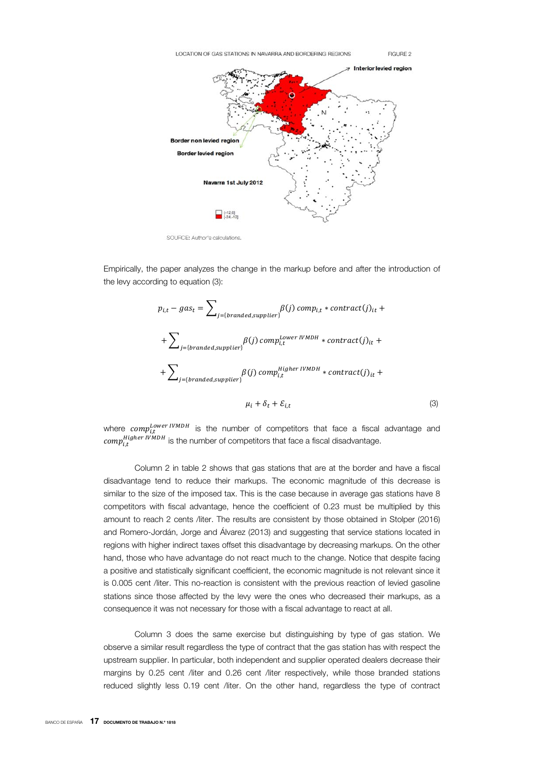LOCATION OF GAS STATIONS IN NAVARRA AND BORDERING REGIONS — FIGURE 2

SOURCE: Author's calculations.

Empirically, the paper analyzes the change in the markup before and after the introduction of the levy according to equation (3):

$$
\begin{aligned}
p_{i,t} - gas_t = & \sum_{j=\{branded,supplier\}} \beta(j)\, comp_{i,t} * contract(j)_{it} + \\
& + \sum_{j=\{branded,supplier\}} \beta(j)\, comp_{i,t}^{Lower\ IVMDH} * contract(j)_{it} + \\
& + \sum_{j=\{branded,supplier\}} \beta(j)\, comp_{i,t}^{Higher\ IVMDH} * contract(j)_{it} + \\
& \mu_i + \delta_t + \varepsilon_{i,t}
\end{aligned} \qquad (3)
$$

where $comp_{i,t}^{Lower\ IVMDH}$ is the number of competitors that face a fiscal advantage and $comp_{i,t}^{Higher\ IVMDH}$ is the number of competitors that face a fiscal disadvantage.

Column 2 in table 2 shows that gas stations that are at the border and have a fiscal disadvantage tend to reduce their markups. The economic magnitude of this decrease is similar to the size of the imposed tax. This is the case because in average gas stations have 8 competitors with fiscal advantage, hence the coefficient of 0.23 must be multiplied by this amount to reach 2 cents /liter. The results are consistent by those obtained in Stolper (2016) and Romero-Jordán, Jorge and Álvarez (2013) and suggesting that service stations located in regions with higher indirect taxes offset this disadvantage by decreasing markups. On the other hand, those who have advantage do not react much to the change. Notice that despite facing a positive and statistically significant coefficient, the economic magnitude is not relevant since it is 0.005 cent /liter. This no-reaction is consistent with the previous reaction of levied gasoline stations since those affected by the levy were the ones who decreased their markups, as a consequence it was not necessary for those with a fiscal advantage to react at all.

Column 3 does the same exercise but distinguishing by type of gas station. We observe a similar result regardless the type of contract that the gas station has with respect the upstream supplier. In particular, both independent and supplier operated dealers decrease their margins by 0.25 cent /liter and 0.26 cent /liter respectively, while those branded stations reduced slightly less 0.19 cent /liter. On the other hand, regardless the type of contract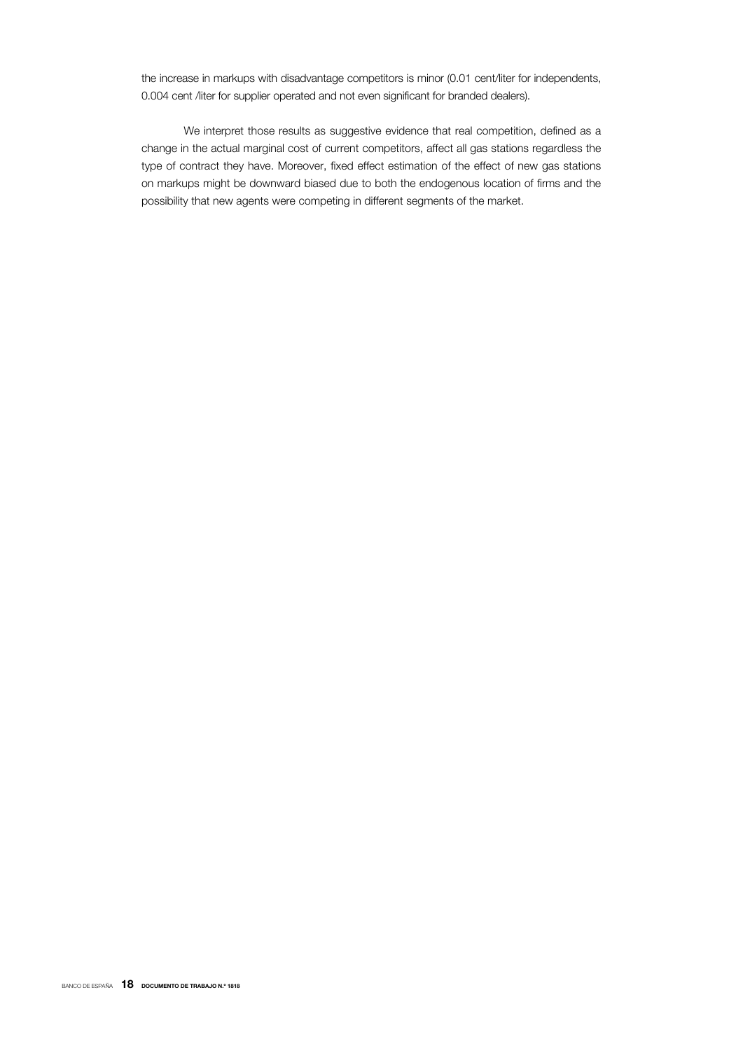the increase in markups with disadvantage competitors is minor (0.01 cent/liter for independents, 0.004 cent /liter for supplier operated and not even significant for branded dealers).

We interpret those results as suggestive evidence that real competition, defined as a change in the actual marginal cost of current competitors, affect all gas stations regardless the type of contract they have. Moreover, fixed effect estimation of the effect of new gas stations on markups might be downward biased due to both the endogenous location of firms and the possibility that new agents were competing in different segments of the market.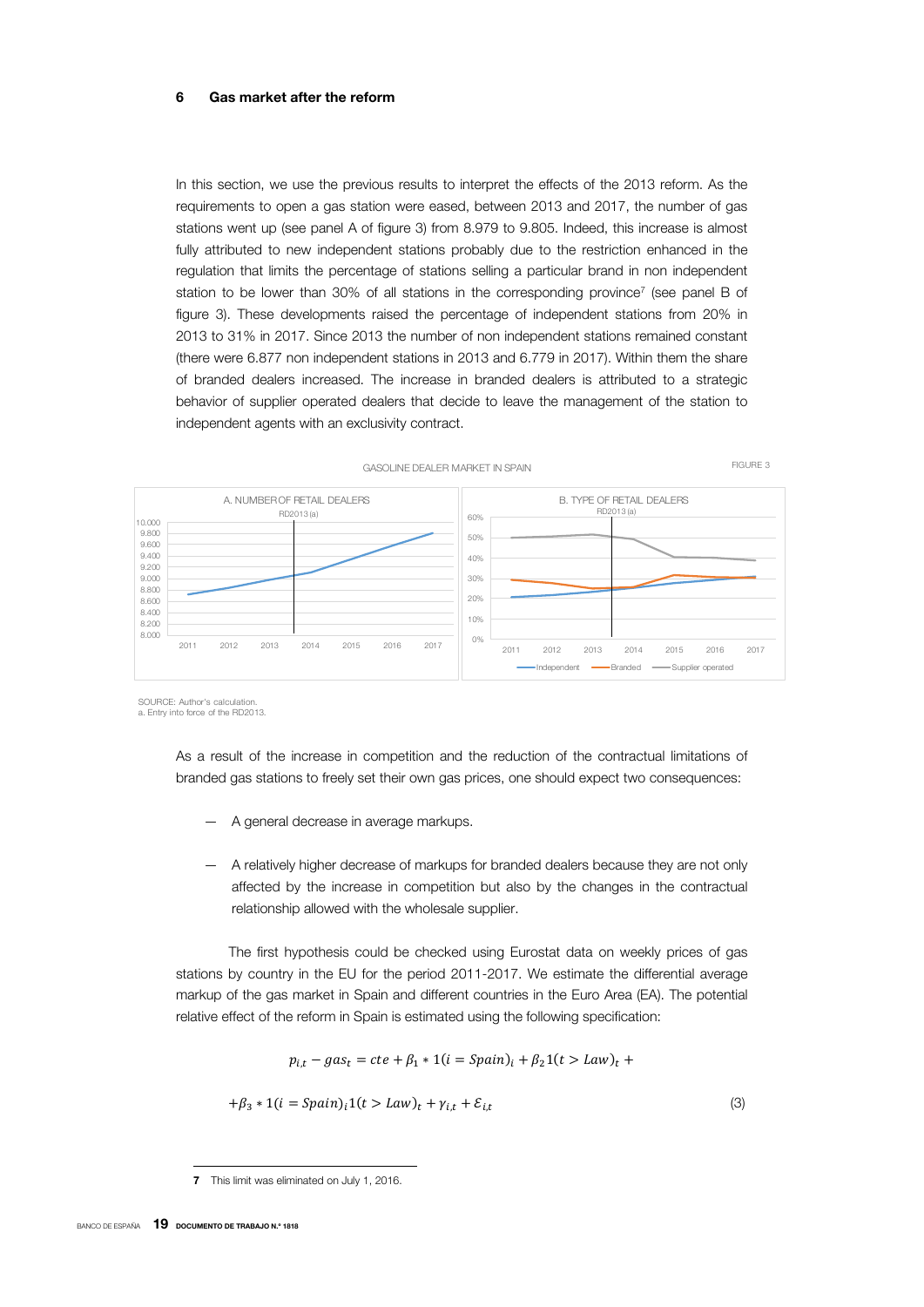## 6 Gas market after the reform

In this section, we use the previous results to interpret the effects of the 2013 reform. As the requirements to open a gas station were eased, between 2013 and 2017, the number of gas stations went up (see panel A of figure 3) from 8.979 to 9.805. Indeed, this increase is almost fully attributed to new independent stations probably due to the restriction enhanced in the regulation that limits the percentage of stations selling a particular brand in non independent station to be lower than 30% of all stations in the corresponding province[7] (see panel B of figure 3). These developments raised the percentage of independent stations from 20% in 2013 to 31% in 2017. Since 2013 the number of non independent stations remained constant (there were 6.877 non independent stations in 2013 and 6.779 in 2017). Within them the share of branded dealers increased. The increase in branded dealers is attributed to a strategic behavior of supplier operated dealers that decide to leave the management of the station to independent agents with an exclusivity contract.

GASOLINE DEALER MARKET IN SPAIN

FIGURE 3

A. NUMBER OF RETAIL DEALERS — RD2013 (a)

B. TYPE OF RETAIL DEALERS — RD2013 (a)

Independent — Branded — Supplier operated

SOURCE: Author's calculation.
a. Entry into force of the RD2013.

As a result of the increase in competition and the reduction of the contractual limitations of branded gas stations to freely set their own gas prices, one should expect two consequences:

- A general decrease in average markups.
- A relatively higher decrease of markups for branded dealers because they are not only affected by the increase in competition but also by the changes in the contractual relationship allowed with the wholesale supplier.

The first hypothesis could be checked using Eurostat data on weekly prices of gas stations by country in the EU for the period 2011-2017. We estimate the differential average markup of the gas market in Spain and different countries in the Euro Area (EA). The potential relative effect of the reform in Spain is estimated using the following specification:

$$p_{i,t} - gas_t = cte + \beta_1 * 1(i = Spain)_i + \beta_2 1(t > Law)_t +$$

$$+\beta_3 * 1(i = Spain)_i 1(t > Law)_t + \gamma_{i,t} + \varepsilon_{i,t} \tag{3}$$

[7] This limit was eliminated on July 1, 2016.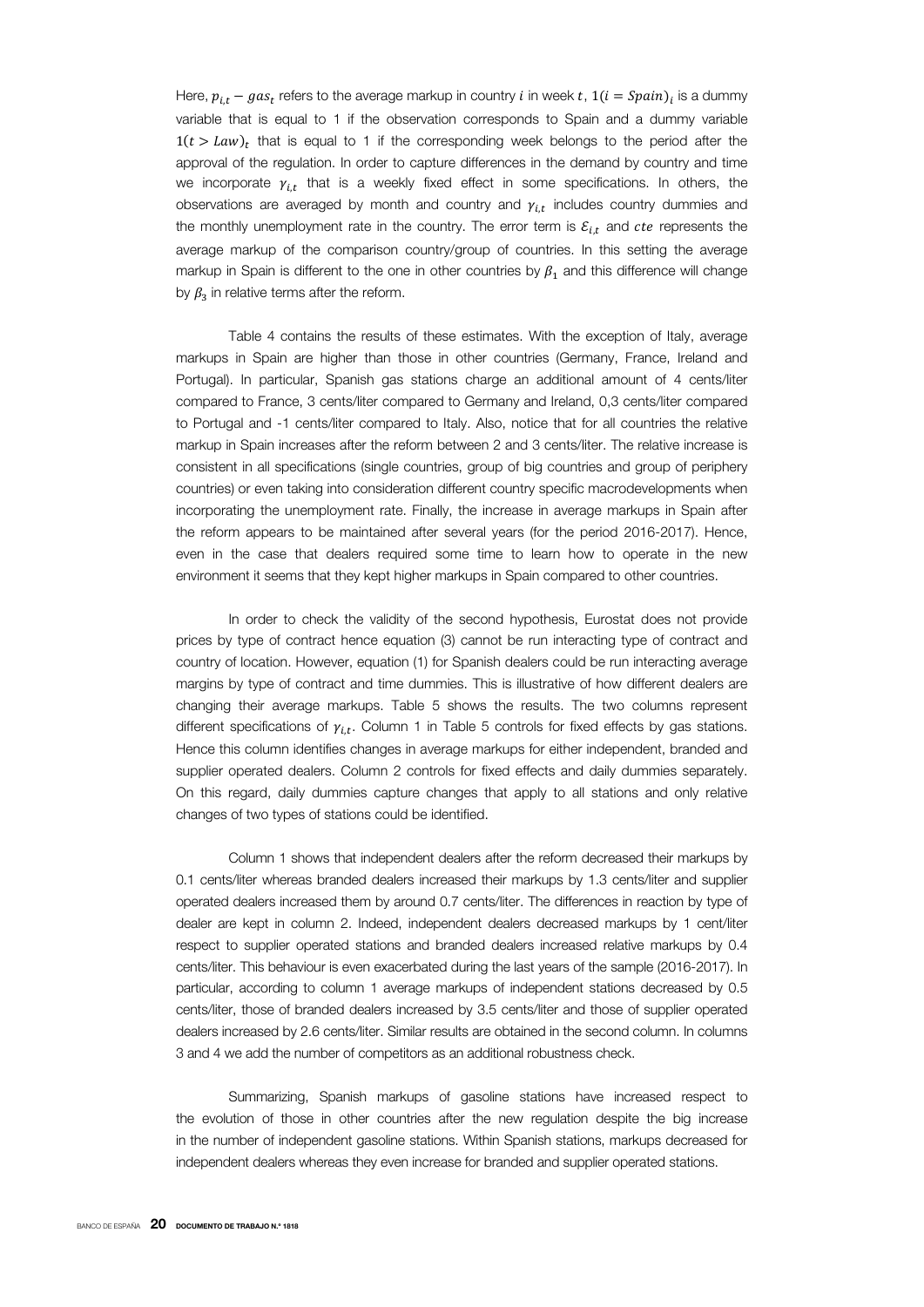Here, $p_{i,t} - gas_t$ refers to the average markup in country $i$ in week $t$, $1(i = Spain)_i$ is a dummy variable that is equal to 1 if the observation corresponds to Spain and a dummy variable $1(t > Law)_t$ that is equal to 1 if the corresponding week belongs to the period after the approval of the regulation. In order to capture differences in the demand by country and time we incorporate $\gamma_{i,t}$ that is a weekly fixed effect in some specifications. In others, the observations are averaged by month and country and $\gamma_{i,t}$ includes country dummies and the monthly unemployment rate in the country. The error term is $\varepsilon_{i,t}$ and $cte$ represents the average markup of the comparison country/group of countries. In this setting the average markup in Spain is different to the one in other countries by $\beta_1$ and this difference will change by $\beta_3$ in relative terms after the reform.

Table 4 contains the results of these estimates. With the exception of Italy, average markups in Spain are higher than those in other countries (Germany, France, Ireland and Portugal). In particular, Spanish gas stations charge an additional amount of 4 cents/liter compared to France, 3 cents/liter compared to Germany and Ireland, 0,3 cents/liter compared to Portugal and -1 cents/liter compared to Italy. Also, notice that for all countries the relative markup in Spain increases after the reform between 2 and 3 cents/liter. The relative increase is consistent in all specifications (single countries, group of big countries and group of periphery countries) or even taking into consideration different country specific macrodevelopments when incorporating the unemployment rate. Finally, the increase in average markups in Spain after the reform appears to be maintained after several years (for the period 2016-2017). Hence, even in the case that dealers required some time to learn how to operate in the new environment it seems that they kept higher markups in Spain compared to other countries.

In order to check the validity of the second hypothesis, Eurostat does not provide prices by type of contract hence equation (3) cannot be run interacting type of contract and country of location. However, equation (1) for Spanish dealers could be run interacting average margins by type of contract and time dummies. This is illustrative of how different dealers are changing their average markups. Table 5 shows the results. The two columns represent different specifications of $\gamma_{i,t}$. Column 1 in Table 5 controls for fixed effects by gas stations. Hence this column identifies changes in average markups for either independent, branded and supplier operated dealers. Column 2 controls for fixed effects and daily dummies separately. On this regard, daily dummies capture changes that apply to all stations and only relative changes of two types of stations could be identified.

Column 1 shows that independent dealers after the reform decreased their markups by 0.1 cents/liter whereas branded dealers increased their markups by 1.3 cents/liter and supplier operated dealers increased them by around 0.7 cents/liter. The differences in reaction by type of dealer are kept in column 2. Indeed, independent dealers decreased markups by 1 cent/liter respect to supplier operated stations and branded dealers increased relative markups by 0.4 cents/liter. This behaviour is even exacerbated during the last years of the sample (2016-2017). In particular, according to column 1 average markups of independent stations decreased by 0.5 cents/liter, those of branded dealers increased by 3.5 cents/liter and those of supplier operated dealers increased by 2.6 cents/liter. Similar results are obtained in the second column. In columns 3 and 4 we add the number of competitors as an additional robustness check.

Summarizing, Spanish markups of gasoline stations have increased respect to the evolution of those in other countries after the new regulation despite the big increase in the number of independent gasoline stations. Within Spanish stations, markups decreased for independent dealers whereas they even increase for branded and supplier operated stations.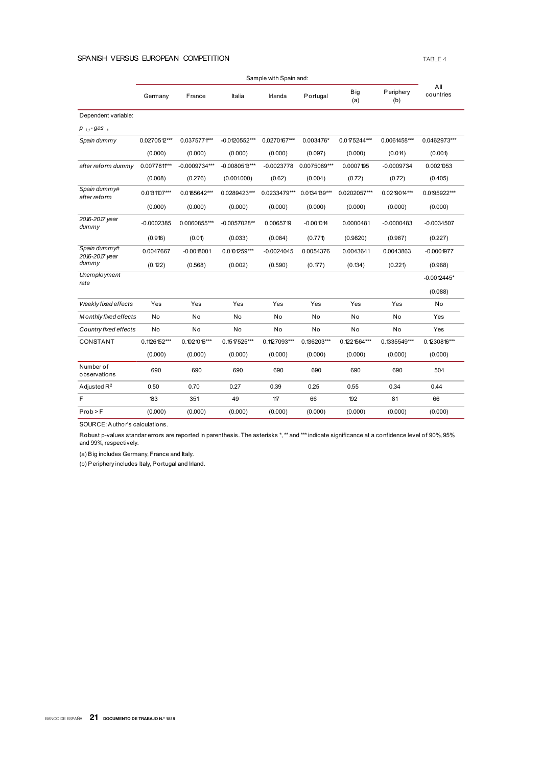## SPANISH VERSUS EUROPEAN COMPETITION

TABLE 4

| | Sample with Spain and: | | | | | | | All countries |
|---|---|---|---|---|---|---|---|---|
| | Germany | France | Italia | Irlanda | Portugal | Big (a) | Periphery (b) | |
| Dependent variable: | | | | | | | | |
| $p_{i,t}$ - $gas_t$ | | | | | | | | |
| *Spain dummy* | 0.0270512*** | 0.0375771*** | -0.0120552*** | 0.0270167*** | 0.003476* | 0.0175244*** | 0.0061458*** | 0.0462973*** |
| | (0.000) | (0.000) | (0.000) | (0.000) | (0.097) | (0.000) | (0.014) | (0.001) |
| *after reform dummy* | 0.0077811*** | -0.0009734*** | -0.0080513*** | -0.0023778 | 0.0075089*** | 0.0007195 | -0.0009734 | 0.0021053 |
| | (0.008) | (0.276) | (0.001000) | (0.62) | (0.004) | (0.72) | (0.72) | (0.405) |
| *Spain dummy# after reform* | 0.0131107*** | 0.0185642*** | 0.0289423*** | 0.0233479*** | 0.0134139*** | 0.0202057*** | 0.0219014*** | 0.0195922*** |
| | (0.000) | (0.000) | (0.000) | (0.000) | (0.000) | (0.000) | (0.000) | (0.000) |
| *2016-2017 year dummy* | -0.0002385 | 0.0060855*** | -0.0057028** | 0.0065719 | -0.001014 | 0.0000481 | -0.0000483 | -0.0034507 |
| | (0.916) | (0.01) | (0.033) | (0.084) | (0.771) | (0.9820) | (0.987) | (0.227) |
| *Spain dummy# 2016-2017 year dummy* | 0.0047667 | -0.0018001 | 0.0101259*** | -0.0024045 | 0.0054376 | 0.0043641 | 0.0043863 | -0.0001977 |
| | (0.122) | (0.568) | (0.002) | (0.590) | (0.177) | (0.134) | (0.221) | (0.968) |
| *Unemployment rate* | | | | | | | | -0.0012445* |
| | | | | | | | | (0.088) |
| *Weekly fixed effects* | Yes | Yes | Yes | Yes | Yes | Yes | Yes | No |
| *Monthly fixed effects* | No | No | No | No | No | No | No | Yes |
| *Country fixed effects* | No | No | No | No | No | No | No | Yes |
| CONSTANT | 0.1126152*** | 0.1021016*** | 0.1517525*** | 0.1127093*** | 0.136203*** | 0.1221564*** | 0.1335549*** | 0.1230816*** |
| | (0.000) | (0.000) | (0.000) | (0.000) | (0.000) | (0.000) | (0.000) | (0.000) |
| Number of observations | 690 | 690 | 690 | 690 | 690 | 690 | 690 | 504 |
| Adjusted $R^2$ | 0.50 | 0.70 | 0.27 | 0.39 | 0.25 | 0.55 | 0.34 | 0.44 |
| F | 183 | 351 | 49 | 117 | 66 | 192 | 81 | 66 |
| Prob > F | (0.000) | (0.000) | (0.000) | (0.000) | (0.000) | (0.000) | (0.000) | (0.000) |

SOURCE: Author's calculations.

Robust p-values standar errors are reported in parenthesis. The asterisks *, ** and *** indicate significance at a confidence level of 90%, 95% and 99%, respectively.

(a) Big includes Germany, France and Italy.

(b) Periphery includes Italy, Portugal and Irland.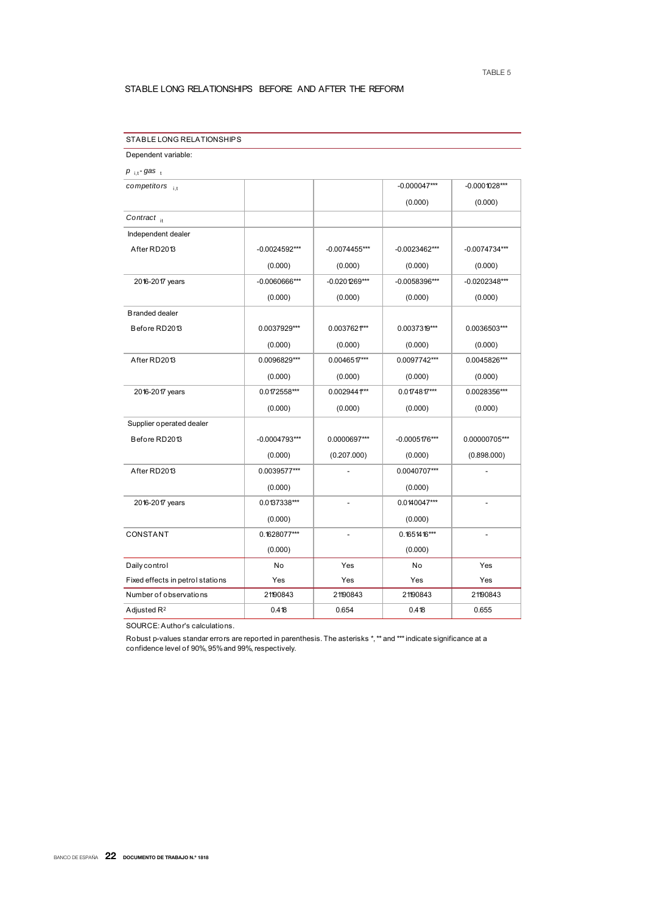TABLE 5

STABLE LONG RELATIONSHIPS BEFORE AND AFTER THE REFORM

| STABLE LONG RELATIONSHIPS | | | | |
|---|---|---|---|---|
| Dependent variable: | | | | |
| $p_{i,t}$ - $gas_t$ | | | | |
| $competitors_{i,t}$ | | | -0.000047*** | -0.0001028*** |
| | | | (0.000) | (0.000) |
| $Contract_{it}$ | | | | |
| Independent dealer | | | | |
| After RD2013 | -0.0024592*** | -0.0074455*** | -0.0023462*** | -0.0074734*** |
| | (0.000) | (0.000) | (0.000) | (0.000) |
| 2016-2017 years | -0.0060666*** | -0.0201269*** | -0.0058396*** | -0.0202348*** |
| | (0.000) | (0.000) | (0.000) | (0.000) |
| Branded dealer | | | | |
| Before RD2013 | 0.0037929*** | 0.0037621*** | 0.0037319*** | 0.0036503*** |
| | (0.000) | (0.000) | (0.000) | (0.000) |
| After RD2013 | 0.0096829*** | 0.0046517*** | 0.0097742*** | 0.0045826*** |
| | (0.000) | (0.000) | (0.000) | (0.000) |
| 2016-2017 years | 0.0172558*** | 0.0029441*** | 0.0174817*** | 0.0028356*** |
| | (0.000) | (0.000) | (0.000) | (0.000) |
| Supplier operated dealer | | | | |
| Before RD2013 | -0.0004793*** | 0.0000697*** | -0.0005176*** | 0.00000705*** |
| | (0.000) | (0.207.000) | (0.000) | (0.898.000) |
| After RD2013 | 0.0039577*** | - | 0.0040707*** | - |
| | (0.000) | | (0.000) | |
| 2016-2017 years | 0.0137338*** | - | 0.0140047*** | - |
| | (0.000) | | (0.000) | |
| CONSTANT | 0.1628077*** | - | 0.1651416*** | - |
| | (0.000) | | (0.000) | |
| Daily control | No | Yes | No | Yes |
| Fixed effects in petrol stations | Yes | Yes | Yes | Yes |
| Number of observations | 21190843 | 21190843 | 21190843 | 21190843 |
| Adjusted $R^2$ | 0.418 | 0.654 | 0.418 | 0.655 |

SOURCE: Author's calculations.

Robust p-values standar errors are reported in parenthesis. The asterisks *, ** and *** indicate significance at a confidence level of 90%, 95% and 99%, respectively.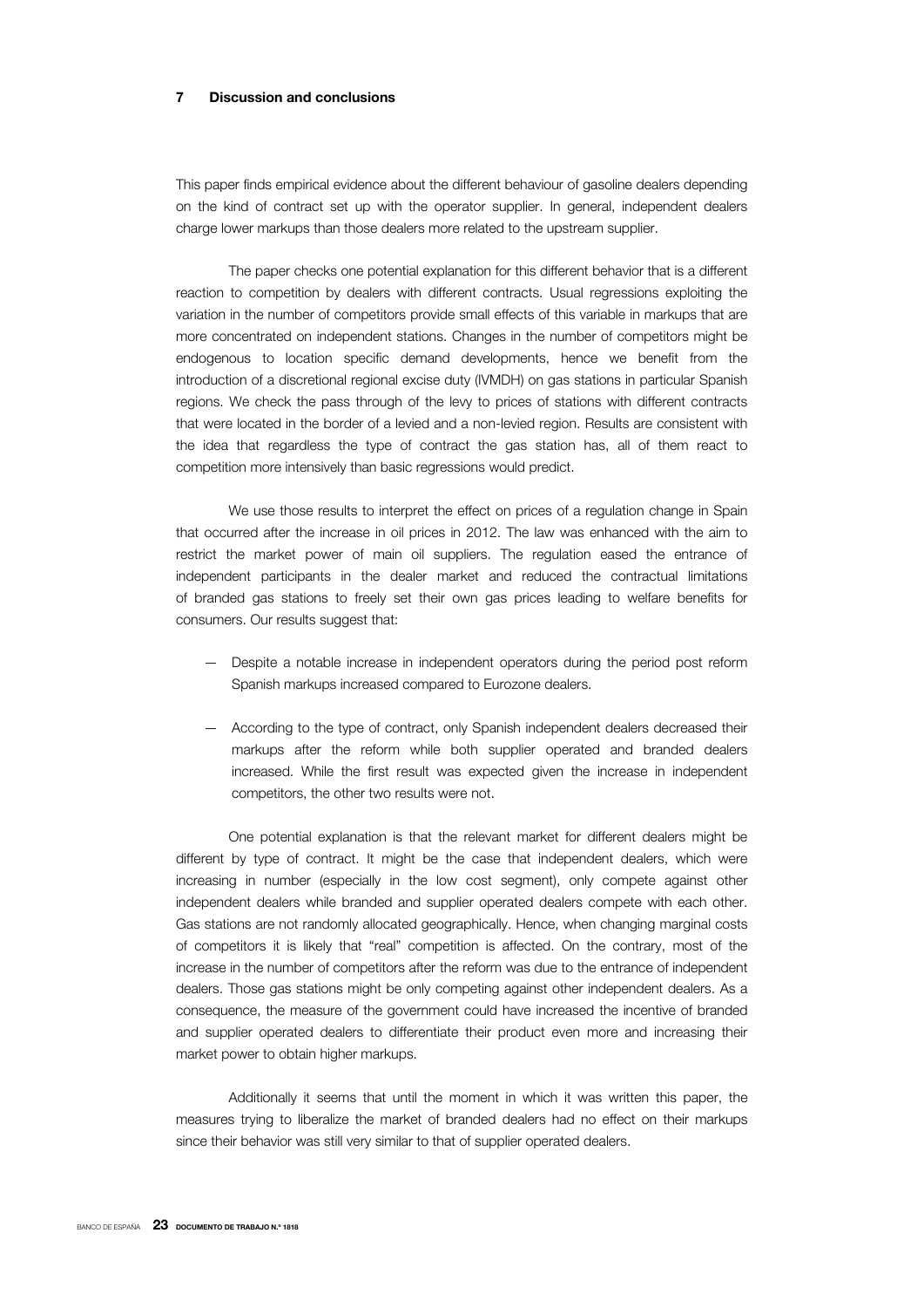## 7 Discussion and conclusions

This paper finds empirical evidence about the different behaviour of gasoline dealers depending on the kind of contract set up with the operator supplier. In general, independent dealers charge lower markups than those dealers more related to the upstream supplier.

The paper checks one potential explanation for this different behavior that is a different reaction to competition by dealers with different contracts. Usual regressions exploiting the variation in the number of competitors provide small effects of this variable in markups that are more concentrated on independent stations. Changes in the number of competitors might be endogenous to location specific demand developments, hence we benefit from the introduction of a discretional regional excise duty (IVMDH) on gas stations in particular Spanish regions. We check the pass through of the levy to prices of stations with different contracts that were located in the border of a levied and a non-levied region. Results are consistent with the idea that regardless the type of contract the gas station has, all of them react to competition more intensively than basic regressions would predict.

We use those results to interpret the effect on prices of a regulation change in Spain that occurred after the increase in oil prices in 2012. The law was enhanced with the aim to restrict the market power of main oil suppliers. The regulation eased the entrance of independent participants in the dealer market and reduced the contractual limitations of branded gas stations to freely set their own gas prices leading to welfare benefits for consumers. Our results suggest that:

- Despite a notable increase in independent operators during the period post reform Spanish markups increased compared to Eurozone dealers.
- According to the type of contract, only Spanish independent dealers decreased their markups after the reform while both supplier operated and branded dealers increased. While the first result was expected given the increase in independent competitors, the other two results were not.

One potential explanation is that the relevant market for different dealers might be different by type of contract. It might be the case that independent dealers, which were increasing in number (especially in the low cost segment), only compete against other independent dealers while branded and supplier operated dealers compete with each other. Gas stations are not randomly allocated geographically. Hence, when changing marginal costs of competitors it is likely that "real" competition is affected. On the contrary, most of the increase in the number of competitors after the reform was due to the entrance of independent dealers. Those gas stations might be only competing against other independent dealers. As a consequence, the measure of the government could have increased the incentive of branded and supplier operated dealers to differentiate their product even more and increasing their market power to obtain higher markups.

Additionally it seems that until the moment in which it was written this paper, the measures trying to liberalize the market of branded dealers had no effect on their markups since their behavior was still very similar to that of supplier operated dealers.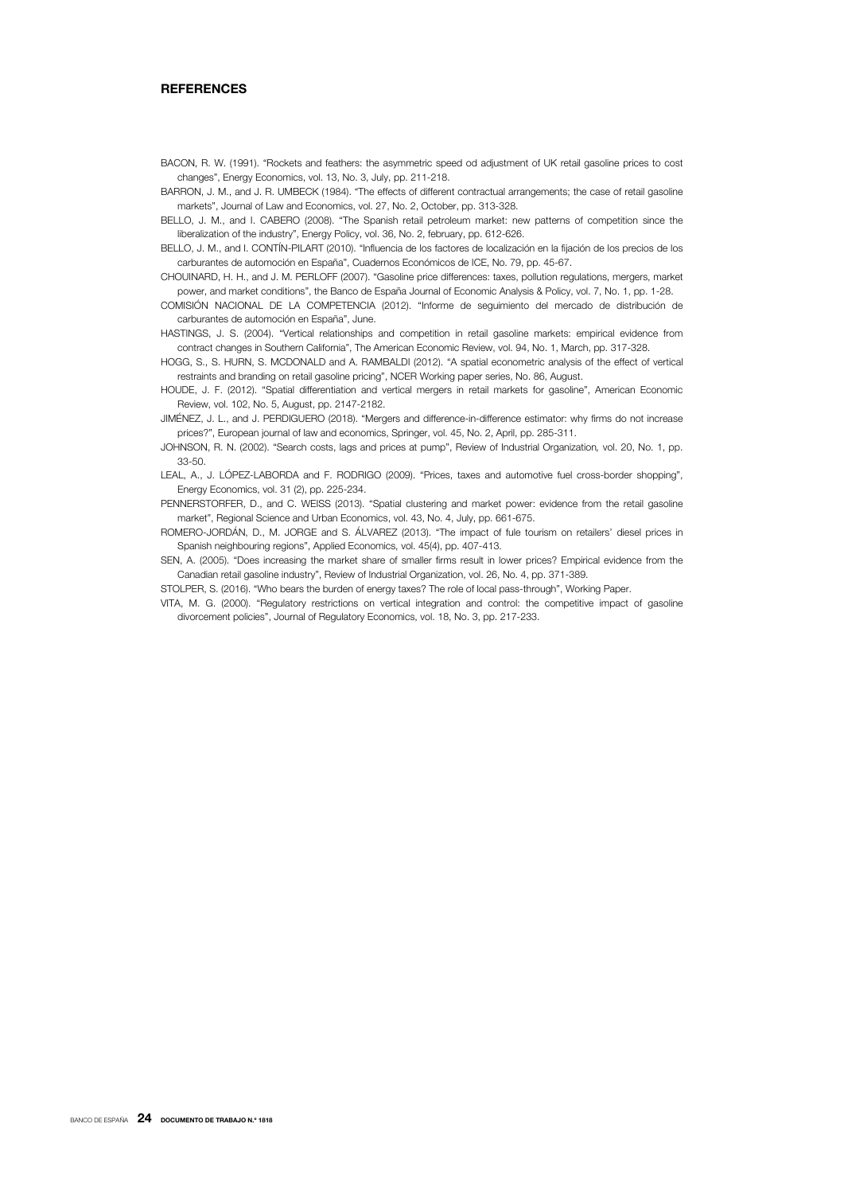## REFERENCES

BACON, R. W. (1991). "Rockets and feathers: the asymmetric speed od adjustment of UK retail gasoline prices to cost changes", Energy Economics, vol. 13, No. 3, July, pp. 211-218.

BARRON, J. M., and J. R. UMBECK (1984). "The effects of different contractual arrangements; the case of retail gasoline markets", Journal of Law and Economics, vol. 27, No. 2, October, pp. 313-328.

BELLO, J. M., and I. CABERO (2008). "The Spanish retail petroleum market: new patterns of competition since the liberalization of the industry", Energy Policy, vol. 36, No. 2, february, pp. 612-626.

BELLO, J. M., and I. CONTÍN-PILART (2010). "Influencia de los factores de localización en la fijación de los precios de los carburantes de automoción en España", Cuadernos Económicos de ICE, No. 79, pp. 45-67.

CHOUINARD, H. H., and J. M. PERLOFF (2007). "Gasoline price differences: taxes, pollution regulations, mergers, market power, and market conditions", the Banco de España Journal of Economic Analysis & Policy, vol. 7, No. 1, pp. 1-28.

COMISIÓN NACIONAL DE LA COMPETENCIA (2012). "Informe de seguimiento del mercado de distribución de carburantes de automoción en España", June.

HASTINGS, J. S. (2004). "Vertical relationships and competition in retail gasoline markets: empirical evidence from contract changes in Southern California", The American Economic Review, vol. 94, No. 1, March, pp. 317-328.

HOGG, S., S. HURN, S. MCDONALD and A. RAMBALDI (2012). "A spatial econometric analysis of the effect of vertical restraints and branding on retail gasoline pricing", NCER Working paper series, No. 86, August.

HOUDE, J. F. (2012). "Spatial differentiation and vertical mergers in retail markets for gasoline", American Economic Review, vol. 102, No. 5, August, pp. 2147-2182.

JIMÉNEZ, J. L., and J. PERDIGUERO (2018). "Mergers and difference-in-difference estimator: why firms do not increase prices?", European journal of law and economics, Springer, vol. 45, No. 2, April, pp. 285-311.

JOHNSON, R. N. (2002). "Search costs, lags and prices at pump", Review of Industrial Organization, vol. 20, No. 1, pp. 33-50.

LEAL, A., J. LÓPEZ-LABORDA and F. RODRIGO (2009). "Prices, taxes and automotive fuel cross-border shopping", Energy Economics, vol. 31 (2), pp. 225-234.

PENNERSTORFER, D., and C. WEISS (2013). "Spatial clustering and market power: evidence from the retail gasoline market", Regional Science and Urban Economics, vol. 43, No. 4, July, pp. 661-675.

ROMERO-JORDÁN, D., M. JORGE and S. ÁLVAREZ (2013). "The impact of fule tourism on retailers' diesel prices in Spanish neighbouring regions", Applied Economics, vol. 45(4), pp. 407-413.

SEN, A. (2005). "Does increasing the market share of smaller firms result in lower prices? Empirical evidence from the Canadian retail gasoline industry", Review of Industrial Organization, vol. 26, No. 4, pp. 371-389.

STOLPER, S. (2016). "Who bears the burden of energy taxes? The role of local pass-through", Working Paper.

VITA, M. G. (2000). "Regulatory restrictions on vertical integration and control: the competitive impact of gasoline divorcement policies", Journal of Regulatory Economics, vol. 18, No. 3, pp. 217-233.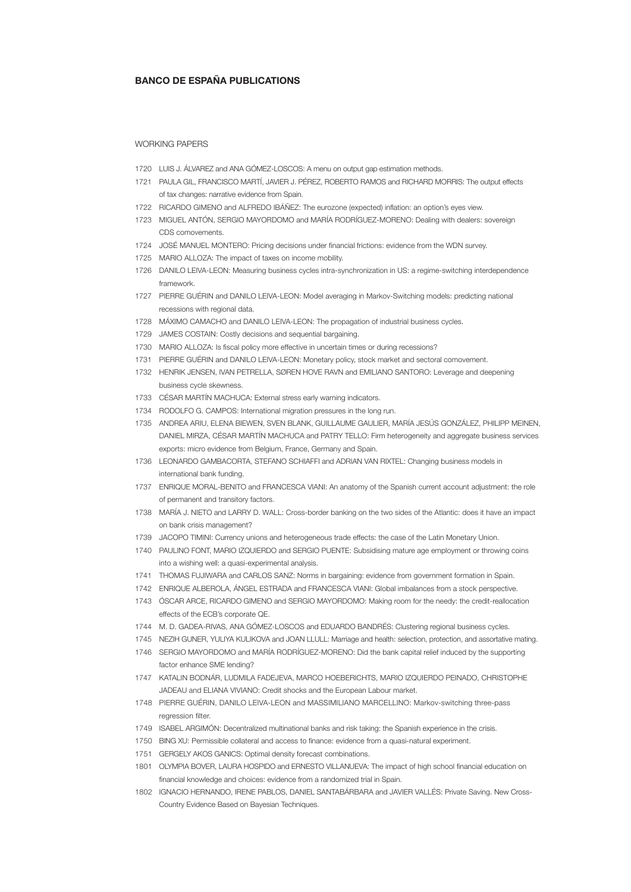## BANCO DE ESPAÑA PUBLICATIONS

### WORKING PAPERS

1720 LUIS J. ÁLVAREZ and ANA GÓMEZ-LOSCOS: A menu on output gap estimation methods.

1721 PAULA GIL, FRANCISCO MARTÍ, JAVIER J. PÉREZ, ROBERTO RAMOS and RICHARD MORRIS: The output effects of tax changes: narrative evidence from Spain.

1722 RICARDO GIMENO and ALFREDO IBÁÑEZ: The eurozone (expected) inflation: an option's eyes view.

1723 MIGUEL ANTÓN, SERGIO MAYORDOMO and MARÍA RODRÍGUEZ-MORENO: Dealing with dealers: sovereign CDS comovements.

1724 JOSÉ MANUEL MONTERO: Pricing decisions under financial frictions: evidence from the WDN survey.

1725 MARIO ALLOZA: The impact of taxes on income mobility.

1726 DANILO LEIVA-LEON: Measuring business cycles intra-synchronization in US: a regime-switching interdependence framework.

1727 PIERRE GUÉRIN and DANILO LEIVA-LEON: Model averaging in Markov-Switching models: predicting national recessions with regional data.

1728 MÁXIMO CAMACHO and DANILO LEIVA-LEON: The propagation of industrial business cycles.

1729 JAMES COSTAIN: Costly decisions and sequential bargaining.

1730 MARIO ALLOZA: Is fiscal policy more effective in uncertain times or during recessions?

1731 PIERRE GUÉRIN and DANILO LEIVA-LEON: Monetary policy, stock market and sectoral comovement.

1732 HENRIK JENSEN, IVAN PETRELLA, SØREN HOVE RAVN and EMILIANO SANTORO: Leverage and deepening business cycle skewness.

1733 CÉSAR MARTÍN MACHUCA: External stress early warning indicators.

1734 RODOLFO G. CAMPOS: International migration pressures in the long run.

1735 ANDREA ARIU, ELENA BIEWEN, SVEN BLANK, GUILLAUME GAULIER, MARÍA JESÚS GONZÁLEZ, PHILIPP MEINEN, DANIEL MIRZA, CÉSAR MARTÍN MACHUCA and PATRY TELLO: Firm heterogeneity and aggregate business services exports: micro evidence from Belgium, France, Germany and Spain.

1736 LEONARDO GAMBACORTA, STEFANO SCHIAFFI and ADRIAN VAN RIXTEL: Changing business models in international bank funding.

1737 ENRIQUE MORAL-BENITO and FRANCESCA VIANI: An anatomy of the Spanish current account adjustment: the role of permanent and transitory factors.

1738 MARÍA J. NIETO and LARRY D. WALL: Cross-border banking on the two sides of the Atlantic: does it have an impact on bank crisis management?

1739 JACOPO TIMINI: Currency unions and heterogeneous trade effects: the case of the Latin Monetary Union.

1740 PAULINO FONT, MARIO IZQUIERDO and SERGIO PUENTE: Subsidising mature age employment or throwing coins into a wishing well: a quasi-experimental analysis.

1741 THOMAS FUJIWARA and CARLOS SANZ: Norms in bargaining: evidence from government formation in Spain.

1742 ENRIQUE ALBEROLA, ÁNGEL ESTRADA and FRANCESCA VIANI: Global imbalances from a stock perspective.

1743 ÓSCAR ARCE, RICARDO GIMENO and SERGIO MAYORDOMO: Making room for the needy: the credit-reallocation effects of the ECB's corporate QE.

1744 M. D. GADEA-RIVAS, ANA GÓMEZ-LOSCOS and EDUARDO BANDRÉS: Clustering regional business cycles.

1745 NEZIH GUNER, YULIYA KULIKOVA and JOAN LLULL: Marriage and health: selection, protection, and assortative mating.

1746 SERGIO MAYORDOMO and MARÍA RODRÍGUEZ-MORENO: Did the bank capital relief induced by the supporting factor enhance SME lending?

1747 KATALIN BODNÁR, LUDMILA FADEJEVA, MARCO HOEBERICHTS, MARIO IZQUIERDO PEINADO, CHRISTOPHE JADEAU and ELIANA VIVIANO: Credit shocks and the European Labour market.

1748 PIERRE GUÉRIN, DANILO LEIVA-LEON and MASSIMILIANO MARCELLINO: Markov-switching three-pass regression filter.

1749 ISABEL ARGIMÓN: Decentralized multinational banks and risk taking: the Spanish experience in the crisis.

1750 BING XU: Permissible collateral and access to finance: evidence from a quasi-natural experiment.

1751 GERGELY AKOS GANICS: Optimal density forecast combinations.

1801 OLYMPIA BOVER, LAURA HOSPIDO and ERNESTO VILLANUEVA: The impact of high school financial education on financial knowledge and choices: evidence from a randomized trial in Spain.

1802 IGNACIO HERNANDO, IRENE PABLOS, DANIEL SANTABÁRBARA and JAVIER VALLÉS: Private Saving. New Cross-Country Evidence Based on Bayesian Techniques.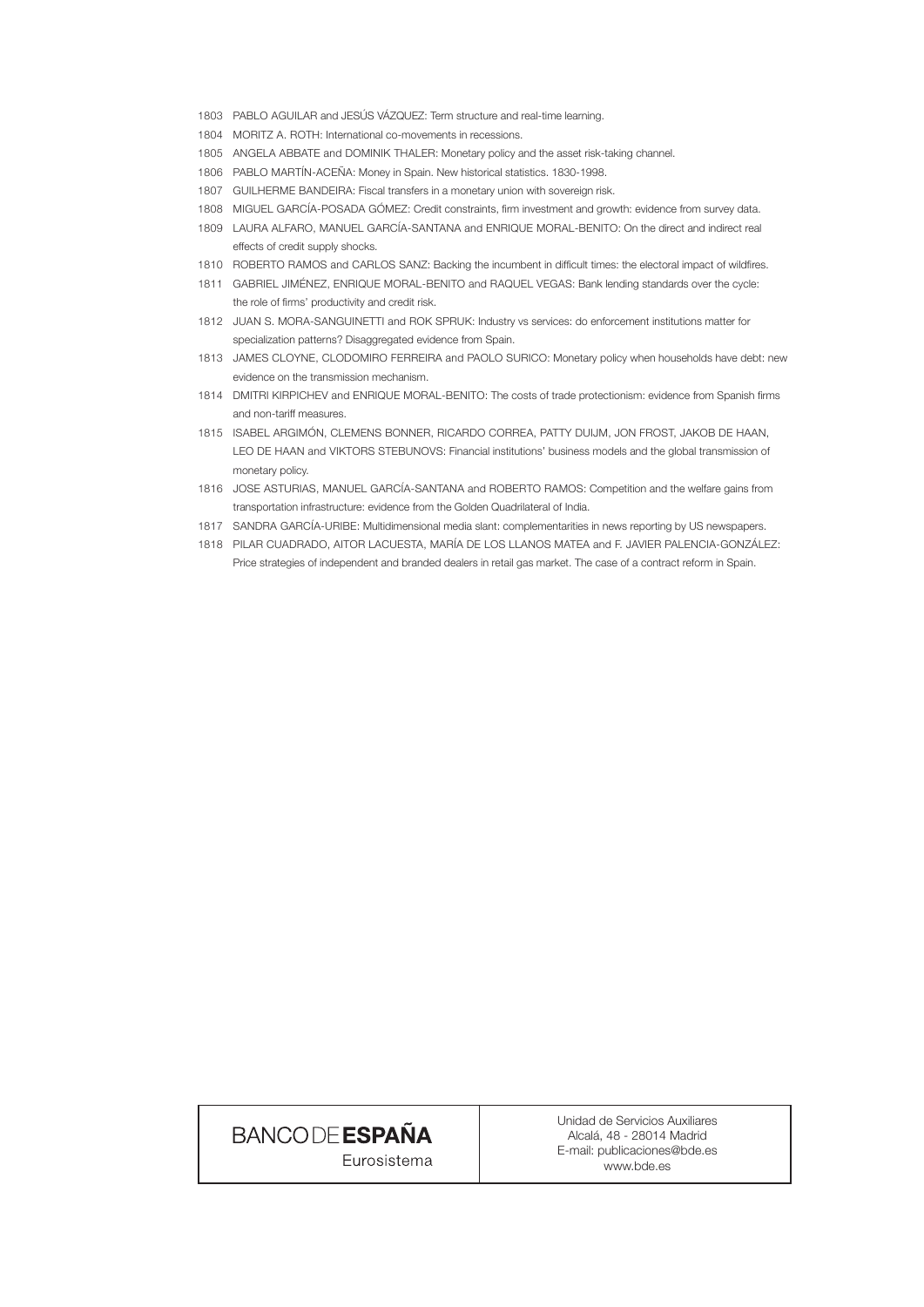1803 PABLO AGUILAR and JESÚS VÁZQUEZ: Term structure and real-time learning.

1804 MORITZ A. ROTH: International co-movements in recessions.

1805 ANGELA ABBATE and DOMINIK THALER: Monetary policy and the asset risk-taking channel.

1806 PABLO MARTÍN-ACEÑA: Money in Spain. New historical statistics. 1830-1998.

1807 GUILHERME BANDEIRA: Fiscal transfers in a monetary union with sovereign risk.

1808 MIGUEL GARCÍA-POSADA GÓMEZ: Credit constraints, firm investment and growth: evidence from survey data.

1809 LAURA ALFARO, MANUEL GARCÍA-SANTANA and ENRIQUE MORAL-BENITO: On the direct and indirect real effects of credit supply shocks.

1810 ROBERTO RAMOS and CARLOS SANZ: Backing the incumbent in difficult times: the electoral impact of wildfires.

1811 GABRIEL JIMÉNEZ, ENRIQUE MORAL-BENITO and RAQUEL VEGAS: Bank lending standards over the cycle: the role of firms' productivity and credit risk.

1812 JUAN S. MORA-SANGUINETTI and ROK SPRUK: Industry vs services: do enforcement institutions matter for specialization patterns? Disaggregated evidence from Spain.

1813 JAMES CLOYNE, CLODOMIRO FERREIRA and PAOLO SURICO: Monetary policy when households have debt: new evidence on the transmission mechanism.

1814 DMITRI KIRPICHEV and ENRIQUE MORAL-BENITO: The costs of trade protectionism: evidence from Spanish firms and non-tariff measures.

1815 ISABEL ARGIMÓN, CLEMENS BONNER, RICARDO CORREA, PATTY DUIJM, JON FROST, JAKOB DE HAAN, LEO DE HAAN and VIKTORS STEBUNOVS: Financial institutions' business models and the global transmission of monetary policy.

1816 JOSE ASTURIAS, MANUEL GARCÍA-SANTANA and ROBERTO RAMOS: Competition and the welfare gains from transportation infrastructure: evidence from the Golden Quadrilateral of India.

1817 SANDRA GARCÍA-URIBE: Multidimensional media slant: complementarities in news reporting by US newspapers.

1818 PILAR CUADRADO, AITOR LACUESTA, MARÍA DE LOS LLANOS MATEA and F. JAVIER PALENCIA-GONZÁLEZ: Price strategies of independent and branded dealers in retail gas market. The case of a contract reform in Spain.

BANCO DE **ESPAÑA**
Eurosistema

Unidad de Servicios Auxiliares
Alcalá, 48 - 28014 Madrid
E-mail: publicaciones@bde.es
www.bde.es